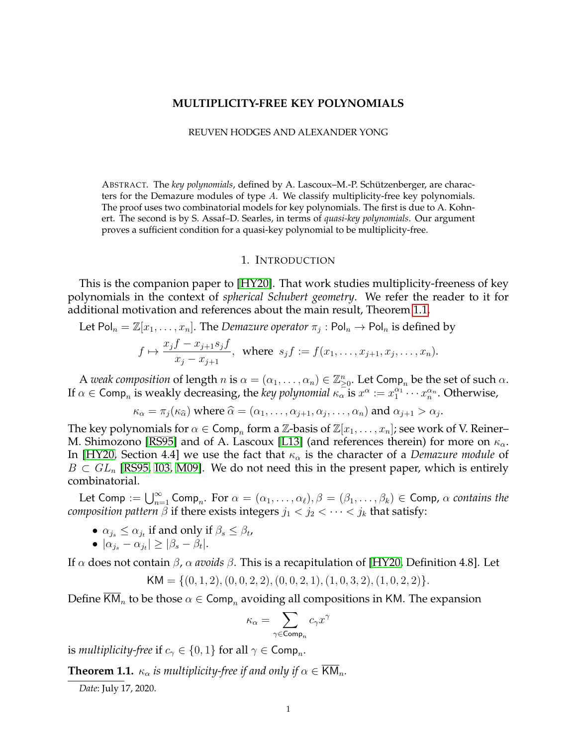# MULTIPLICITY-FREE KEY POLYNOMIALS

REUVEN HODGES AND ALEXANDER YONG

ABSTRACT. The *key polynomials*, defined by A. Lascoux–M.-P. Schützenberger, are characters for the Demazure modules of type $A$. We classify multiplicity-free key polynomials. The proof uses two combinatorial models for key polynomials. The first is due to A. Kohnert. The second is by S. Assaf–D. Searles, in terms of *quasi-key polynomials*. Our argument proves a sufficient condition for a quasi-key polynomial to be multiplicity-free.

## 1. INTRODUCTION

This is the companion paper to [HY20]. That work studies multiplicity-freeness of key polynomials in the context of *spherical Schubert geometry*. We refer the reader to it for additional motivation and references about the main result, Theorem 1.1.

Let $\mathsf{Pol}_n = \mathbb{Z}[x_1, \ldots, x_n]$. The *Demazure operator* $\pi_j : \mathsf{Pol}_n \to \mathsf{Pol}_n$ is defined by

$$f \mapsto \frac{x_j f - x_{j+1} s_j f}{x_j - x_{j+1}}, \ \text{ where } \ s_j f := f(x_1, \ldots, x_{j+1}, x_j, \ldots, x_n).$$

A *weak composition* of length $n$ is $\alpha = (\alpha_1, \ldots, \alpha_n) \in \mathbb{Z}^n_{\geq 0}$. Let $\mathsf{Comp}_n$ be the set of such $\alpha$. If $\alpha \in \mathsf{Comp}_n$ is weakly decreasing, the *key polynomial* $\kappa_\alpha$ is $x^\alpha := x_1^{\alpha_1} \cdots x_n^{\alpha_n}$. Otherwise,

$$\kappa_\alpha = \pi_j(\kappa_{\widehat{\alpha}}) \text{ where } \widehat{\alpha} = (\alpha_1, \ldots, \alpha_{j+1}, \alpha_j, \ldots, \alpha_n) \text{ and } \alpha_{j+1} > \alpha_j.$$

The key polynomials for $\alpha \in \mathsf{Comp}_n$ form a $\mathbb{Z}$-basis of $\mathbb{Z}[x_1, \ldots, x_n]$; see work of V. Reiner–M. Shimozono [RS95] and of A. Lascoux [L13] (and references therein) for more on $\kappa_\alpha$. In [HY20, Section 4.4] we use the fact that $\kappa_\alpha$ is the character of a *Demazure module* of $B \subset GL_n$ [RS95, I03, M09]. We do not need this in the present paper, which is entirely combinatorial.

Let $\mathsf{Comp} := \bigcup_{n=1}^{\infty} \mathsf{Comp}_n$. For $\alpha = (\alpha_1, \ldots, \alpha_\ell), \beta = (\beta_1, \ldots, \beta_k) \in \mathsf{Comp}$, $\alpha$ *contains the composition pattern* $\beta$ if there exists integers $j_1 < j_2 < \cdots < j_k$ that satisfy:

- $\alpha_{j_s} \leq \alpha_{j_t}$ if and only if $\beta_s \leq \beta_t$,
- $|\alpha_{j_s} - \alpha_{j_t}| \geq |\beta_s - \beta_t|$.

If $\alpha$ does not contain $\beta$, $\alpha$ *avoids* $\beta$. This is a recapitulation of [HY20, Definition 4.8]. Let

$$\mathsf{KM} = \{(0,1,2), (0,0,2,2), (0,0,2,1), (1,0,3,2), (1,0,2,2)\}.$$

Define $\overline{\mathsf{KM}}_n$ to be those $\alpha \in \mathsf{Comp}_n$ avoiding all compositions in $\mathsf{KM}$. The expansion

$$\kappa_\alpha = \sum_{\gamma \in \mathsf{Comp}_n} c_\gamma x^\gamma$$

is *multiplicity-free* if $c_\gamma \in \{0, 1\}$ for all $\gamma \in \mathsf{Comp}_n$.

**Theorem 1.1.** *$\kappa_\alpha$ is multiplicity-free if and only if $\alpha \in \overline{\mathsf{KM}}_n$.*

*Date*: July 17, 2020.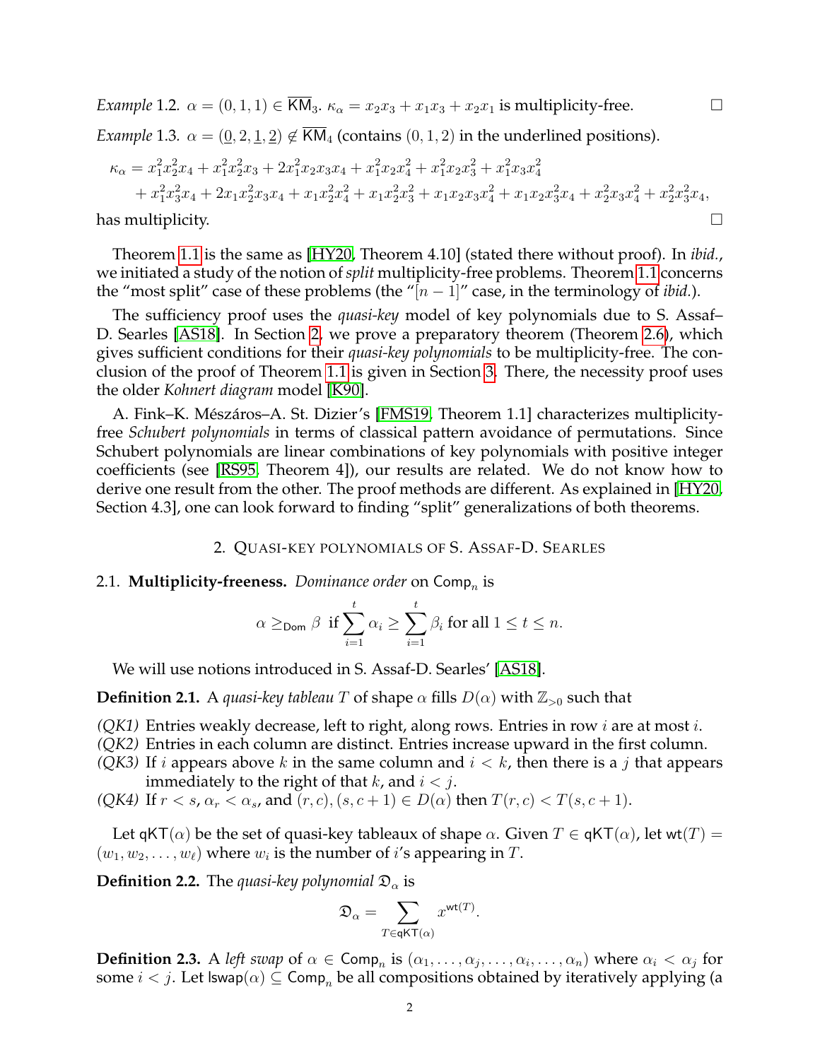*Example* 1.2. $\alpha = (0, 1, 1) \in \overline{\mathsf{KM}}_3$. $\kappa_\alpha = x_2x_3 + x_1x_3 + x_2x_1$ is multiplicity-free. □

*Example* 1.3. $\alpha = (\underline{0}, 2, \underline{1}, \underline{2}) \notin \overline{\mathsf{KM}}_4$ (contains $(0, 1, 2)$ in the underlined positions).

$$\begin{aligned}\kappa_\alpha &= x_1^2x_2^2x_4 + x_1^2x_2^2x_3 + 2x_1^2x_2x_3x_4 + x_1^2x_2x_4^2 + x_1^2x_2x_3^2 + x_1^2x_3x_4^2 \\ &\quad + x_1^2x_3^2x_4 + 2x_1x_2^2x_3x_4 + x_1x_2^2x_4^2 + x_1x_2^2x_3^2 + x_1x_2x_3x_4^2 + x_1x_2x_3^2x_4 + x_2^2x_3x_4^2 + x_2^2x_3^2x_4,\end{aligned}$$

has multiplicity. □

Theorem 1.1 is the same as [HY20, Theorem 4.10] (stated there without proof). In *ibid.*, we initiated a study of the notion of *split* multiplicity-free problems. Theorem 1.1 concerns the "most split" case of these problems (the "$[n-1]$" case, in the terminology of *ibid.*).

The sufficiency proof uses the *quasi-key* model of key polynomials due to S. Assaf–D. Searles [AS18]. In Section 2, we prove a preparatory theorem (Theorem 2.6), which gives sufficient conditions for their *quasi-key polynomials* to be multiplicity-free. The conclusion of the proof of Theorem 1.1 is given in Section 3. There, the necessity proof uses the older *Kohnert diagram* model [K90].

A. Fink–K. Mészáros–A. St. Dizier's [FMS19, Theorem 1.1] characterizes multiplicity-free *Schubert polynomials* in terms of classical pattern avoidance of permutations. Since Schubert polynomials are linear combinations of key polynomials with positive integer coefficients (see [RS95, Theorem 4]), our results are related. We do not know how to derive one result from the other. The proof methods are different. As explained in [HY20, Section 4.3], one can look forward to finding "split" generalizations of both theorems.

## 2. Quasi-key polynomials of S. Assaf-D. Searles

### 2.1. Multiplicity-freeness.

*Dominance order* on $\mathsf{Comp}_n$ is

$$\alpha \geq_{\mathsf{Dom}} \beta \text{ if } \sum_{i=1}^{t} \alpha_i \geq \sum_{i=1}^{t} \beta_i \text{ for all } 1 \leq t \leq n.$$

We will use notions introduced in S. Assaf-D. Searles' [AS18].

**Definition 2.1.** A *quasi-key tableau* $T$ of shape $\alpha$ fills $D(\alpha)$ with $\mathbb{Z}_{>0}$ such that

- *(QK1)* Entries weakly decrease, left to right, along rows. Entries in row $i$ are at most $i$.
- *(QK2)* Entries in each column are distinct. Entries increase upward in the first column.
- *(QK3)* If $i$ appears above $k$ in the same column and $i < k$, then there is a $j$ that appears immediately to the right of that $k$, and $i < j$.
- *(QK4)* If $r < s$, $\alpha_r < \alpha_s$, and $(r, c), (s, c+1) \in D(\alpha)$ then $T(r, c) < T(s, c+1)$.

Let $\mathsf{qKT}(\alpha)$ be the set of quasi-key tableaux of shape $\alpha$. Given $T \in \mathsf{qKT}(\alpha)$, let $\mathsf{wt}(T) = (w_1, w_2, \ldots, w_\ell)$ where $w_i$ is the number of $i$'s appearing in $T$.

**Definition 2.2.** The *quasi-key polynomial* $\mathfrak{D}_\alpha$ is

$$\mathfrak{D}_\alpha = \sum_{T \in \mathsf{qKT}(\alpha)} x^{\mathsf{wt}(T)}.$$

**Definition 2.3.** A *left swap* of $\alpha \in \mathsf{Comp}_n$ is $(\alpha_1, \ldots, \alpha_j, \ldots, \alpha_i, \ldots, \alpha_n)$ where $\alpha_i < \alpha_j$ for some $i < j$. Let $\mathsf{lswap}(\alpha) \subseteq \mathsf{Comp}_n$ be all compositions obtained by iteratively applying (a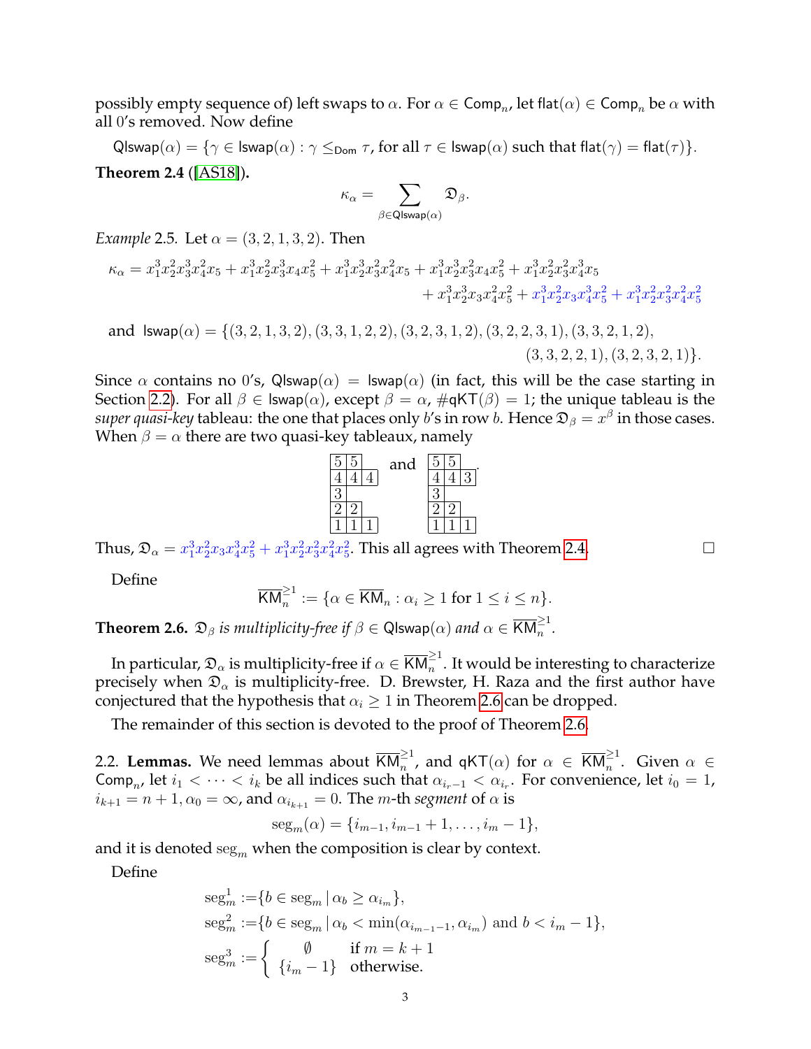possibly empty sequence of) left swaps to $\alpha$. For $\alpha \in \mathsf{Comp}_n$, let $\mathsf{flat}(\alpha) \in \mathsf{Comp}_n$ be $\alpha$ with all 0's removed. Now define

$$\mathsf{Qlswap}(\alpha) = \{\gamma \in \mathsf{lswap}(\alpha) : \gamma \leq_{\mathsf{Dom}} \tau, \text{ for all } \tau \in \mathsf{lswap}(\alpha) \text{ such that } \mathsf{flat}(\gamma) = \mathsf{flat}(\tau)\}.$$

**Theorem 2.4** ([AS18]).

$$\kappa_\alpha = \sum_{\beta \in \mathsf{Qlswap}(\alpha)} \mathfrak{D}_\beta.$$

*Example* 2.5. Let $\alpha = (3, 2, 1, 3, 2)$. Then

$$\kappa_\alpha = x_1^3x_2^2x_3^3x_4^2x_5 + x_1^3x_2^2x_3^3x_4x_5^2 + x_1^3x_2^3x_3^2x_4^2x_5 + x_1^3x_2^3x_3^2x_4x_5^2 + x_1^3x_2^2x_3^2x_4^3x_5 + x_1^3x_2^3x_3x_4^2x_5^2 + x_1^3x_2^2x_3x_4^3x_5^2 + x_1^3x_2^2x_3^2x_4^2x_5^2$$

and $\mathsf{lswap}(\alpha) = \{(3, 2, 1, 3, 2), (3, 3, 1, 2, 2), (3, 2, 3, 1, 2), (3, 2, 2, 3, 1), (3, 3, 2, 1, 2),$
$(3, 3, 2, 2, 1), (3, 2, 3, 2, 1)\}$.

Since $\alpha$ contains no 0's, $\mathsf{Qlswap}(\alpha) = \mathsf{lswap}(\alpha)$ (in fact, this will be the case starting in Section 2.2). For all $\beta \in \mathsf{lswap}(\alpha)$, except $\beta = \alpha$, $\#\mathsf{qKT}(\beta) = 1$; the unique tableau is the *super quasi-key* tableau: the one that places only $b$'s in row $b$. Hence $\mathfrak{D}_\beta = x^\beta$ in those cases. When $\beta = \alpha$ there are two quasi-key tableaux, namely

```
5 5            5 5
4 4 4          4 4 3
3        and   3
2 2            2 2
1 1 1          1 1 1
```

Thus, $\mathfrak{D}_\alpha = x_1^3x_2^2x_3x_4^3x_5^2 + x_1^3x_2^2x_3^2x_4^2x_5^2$. This all agrees with Theorem 2.4. ☐

Define

$$\overline{\mathsf{KM}}_n^{\geq 1} := \{\alpha \in \overline{\mathsf{KM}}_n : \alpha_i \geq 1 \text{ for } 1 \leq i \leq n\}.$$

**Theorem 2.6.** *$\mathfrak{D}_\beta$ is multiplicity-free if $\beta \in \mathsf{Qlswap}(\alpha)$ and $\alpha \in \overline{\mathsf{KM}}_n^{\geq 1}$.*

In particular, $\mathfrak{D}_\alpha$ is multiplicity-free if $\alpha \in \overline{\mathsf{KM}}_n^{\geq 1}$. It would be interesting to characterize precisely when $\mathfrak{D}_\alpha$ is multiplicity-free. D. Brewster, H. Raza and the first author have conjectured that the hypothesis that $\alpha_i \geq 1$ in Theorem 2.6 can be dropped.

The remainder of this section is devoted to the proof of Theorem 2.6.

2.2. **Lemmas.** We need lemmas about $\overline{\mathsf{KM}}_n^{\geq 1}$, and $\mathsf{qKT}(\alpha)$ for $\alpha \in \overline{\mathsf{KM}}_n^{\geq 1}$. Given $\alpha \in \mathsf{Comp}_n$, let $i_1 < \cdots < i_k$ be all indices such that $\alpha_{i_r - 1} < \alpha_{i_r}$. For convenience, let $i_0 = 1$, $i_{k+1} = n + 1$, $\alpha_0 = \infty$, and $\alpha_{i_{k+1}} = 0$. The $m$-th *segment* of $\alpha$ is

$$\mathrm{seg}_m(\alpha) = \{i_{m-1}, i_{m-1} + 1, \ldots, i_m - 1\},$$

and it is denoted $\mathrm{seg}_m$ when the composition is clear by context.

Define

$$\mathrm{seg}_m^1 := \{b \in \mathrm{seg}_m \mid \alpha_b \geq \alpha_{i_m}\},$$
$$\mathrm{seg}_m^2 := \{b \in \mathrm{seg}_m \mid \alpha_b < \min(\alpha_{i_{m-1}-1}, \alpha_{i_m}) \text{ and } b < i_m - 1\},$$
$$\mathrm{seg}_m^3 := \begin{cases} \emptyset & \text{if } m = k+1 \\ \{i_m - 1\} & \text{otherwise.} \end{cases}$$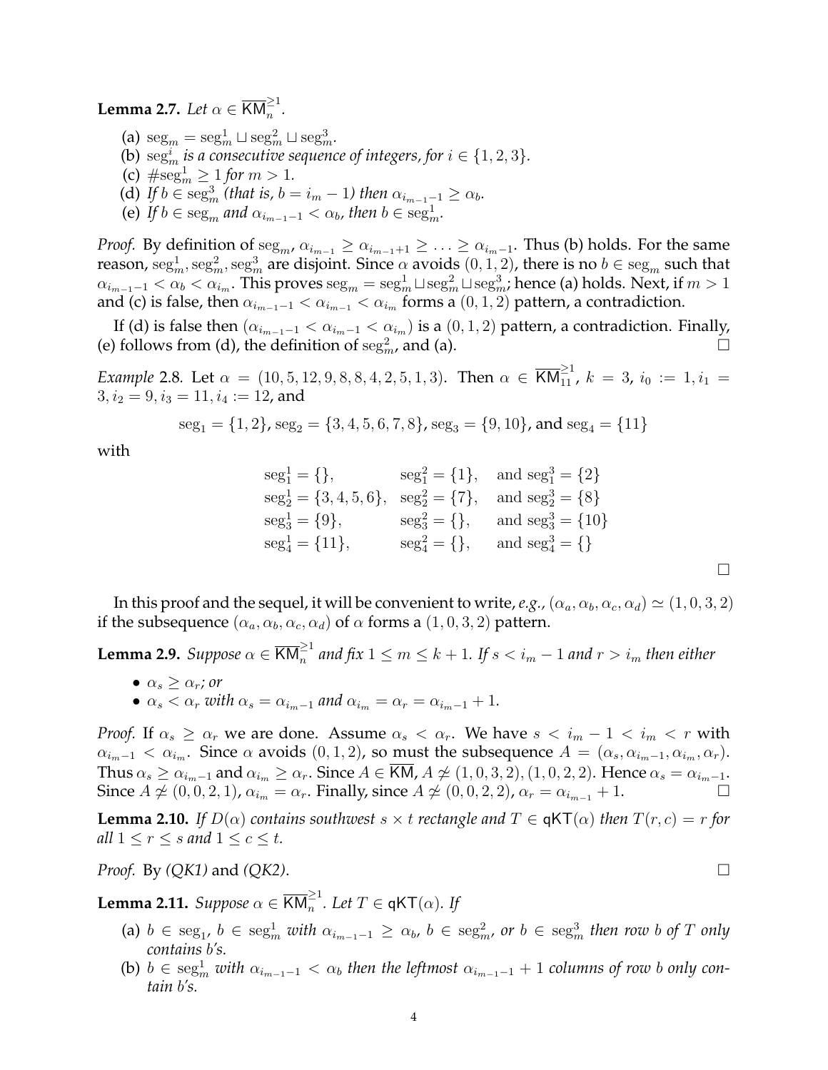**Lemma 2.7.** *Let* $\alpha \in \overline{\mathsf{KM}}_n^{\geq 1}$.

(a) $\mathrm{seg}_m = \mathrm{seg}_m^1 \sqcup \mathrm{seg}_m^2 \sqcup \mathrm{seg}_m^3$.

(b) $\mathrm{seg}_m^i$ *is a consecutive sequence of integers, for* $i \in \{1,2,3\}$.

(c) $\#\mathrm{seg}_m^1 \geq 1$ *for* $m > 1$.

(d) *If* $b \in \mathrm{seg}_m^3$ *(that is,* $b = i_m - 1$*) then* $\alpha_{i_{m-1}-1} \geq \alpha_b$.

(e) *If* $b \in \mathrm{seg}_m$ *and* $\alpha_{i_{m-1}-1} < \alpha_b$*, then* $b \in \mathrm{seg}_m^1$.

*Proof.* By definition of $\mathrm{seg}_m$, $\alpha_{i_{m-1}} \geq \alpha_{i_{m-1}+1} \geq \ldots \geq \alpha_{i_m-1}$. Thus (b) holds. For the same reason, $\mathrm{seg}_m^1, \mathrm{seg}_m^2, \mathrm{seg}_m^3$ are disjoint. Since $\alpha$ avoids $(0,1,2)$, there is no $b \in \mathrm{seg}_m$ such that $\alpha_{i_{m-1}-1} < \alpha_b < \alpha_{i_m}$. This proves $\mathrm{seg}_m = \mathrm{seg}_m^1 \sqcup \mathrm{seg}_m^2 \sqcup \mathrm{seg}_m^3$; hence (a) holds. Next, if $m > 1$ and (c) is false, then $\alpha_{i_{m-1}-1} < \alpha_{i_{m-1}} < \alpha_{i_m}$ forms a $(0,1,2)$ pattern, a contradiction.

If (d) is false then $(\alpha_{i_{m-1}-1} < \alpha_{i_m-1} < \alpha_{i_m})$ is a $(0,1,2)$ pattern, a contradiction. Finally, (e) follows from (d), the definition of $\mathrm{seg}_m^2$, and (a). $\square$

*Example* 2.8. Let $\alpha = (10,5,12,9,8,8,4,2,5,1,3)$. Then $\alpha \in \overline{\mathsf{KM}}_{11}^{\geq 1}$, $k = 3$, $i_0 := 1, i_1 = 3, i_2 = 9, i_3 = 11, i_4 := 12$, and

$$\mathrm{seg}_1 = \{1,2\}, \mathrm{seg}_2 = \{3,4,5,6,7,8\}, \mathrm{seg}_3 = \{9,10\}, \text{and } \mathrm{seg}_4 = \{11\}$$

with

$$\begin{array}{lll}
\mathrm{seg}_1^1 = \{\}, & \mathrm{seg}_1^2 = \{1\}, & \text{and } \mathrm{seg}_1^3 = \{2\} \\
\mathrm{seg}_2^1 = \{3,4,5,6\}, & \mathrm{seg}_2^2 = \{7\}, & \text{and } \mathrm{seg}_2^3 = \{8\} \\
\mathrm{seg}_3^1 = \{9\}, & \mathrm{seg}_3^2 = \{\}, & \text{and } \mathrm{seg}_3^3 = \{10\} \\
\mathrm{seg}_4^1 = \{11\}, & \mathrm{seg}_4^2 = \{\}, & \text{and } \mathrm{seg}_4^3 = \{\}
\end{array}$$

$\square$

In this proof and the sequel, it will be convenient to write, *e.g.*, $(\alpha_a, \alpha_b, \alpha_c, \alpha_d) \simeq (1,0,3,2)$ if the subsequence $(\alpha_a, \alpha_b, \alpha_c, \alpha_d)$ of $\alpha$ forms a $(1,0,3,2)$ pattern.

**Lemma 2.9.** *Suppose* $\alpha \in \overline{\mathsf{KM}}_n^{\geq 1}$ *and fix* $1 \leq m \leq k+1$. *If* $s < i_m - 1$ *and* $r > i_m$ *then either*

- $\alpha_s \geq \alpha_r$*; or*
- $\alpha_s < \alpha_r$ *with* $\alpha_s = \alpha_{i_m-1}$ *and* $\alpha_{i_m} = \alpha_r = \alpha_{i_m-1} + 1$.

*Proof.* If $\alpha_s \geq \alpha_r$ we are done. Assume $\alpha_s < \alpha_r$. We have $s < i_m - 1 < i_m < r$ with $\alpha_{i_m-1} < \alpha_{i_m}$. Since $\alpha$ avoids $(0,1,2)$, so must the subsequence $A = (\alpha_s, \alpha_{i_m-1}, \alpha_{i_m}, \alpha_r)$. Thus $\alpha_s \geq \alpha_{i_m-1}$ and $\alpha_{i_m} \geq \alpha_r$. Since $A \in \overline{\mathsf{KM}}$, $A \not\simeq (1,0,3,2), (1,0,2,2)$. Hence $\alpha_s = \alpha_{i_m-1}$. Since $A \not\simeq (0,0,2,1)$, $\alpha_{i_m} = \alpha_r$. Finally, since $A \not\simeq (0,0,2,2)$, $\alpha_r = \alpha_{i_m-1} + 1$. $\square$

**Lemma 2.10.** *If* $D(\alpha)$ *contains southwest* $s \times t$ *rectangle and* $T \in \mathsf{qKT}(\alpha)$ *then* $T(r,c) = r$ *for all* $1 \leq r \leq s$ *and* $1 \leq c \leq t$.

*Proof.* By *(QK1)* and *(QK2)*. $\square$

**Lemma 2.11.** *Suppose* $\alpha \in \overline{\mathsf{KM}}_n^{\geq 1}$. *Let* $T \in \mathsf{qKT}(\alpha)$. *If*

(a) $b \in \mathrm{seg}_1$, $b \in \mathrm{seg}_m^1$ *with* $\alpha_{i_{m-1}-1} \geq \alpha_b$, $b \in \mathrm{seg}_m^2$, *or* $b \in \mathrm{seg}_m^3$ *then row* $b$ *of* $T$ *only contains* $b$*'s.*

(b) $b \in \mathrm{seg}_m^1$ *with* $\alpha_{i_{m-1}-1} < \alpha_b$ *then the leftmost* $\alpha_{i_{m-1}-1} + 1$ *columns of row* $b$ *only contain* $b$*'s.*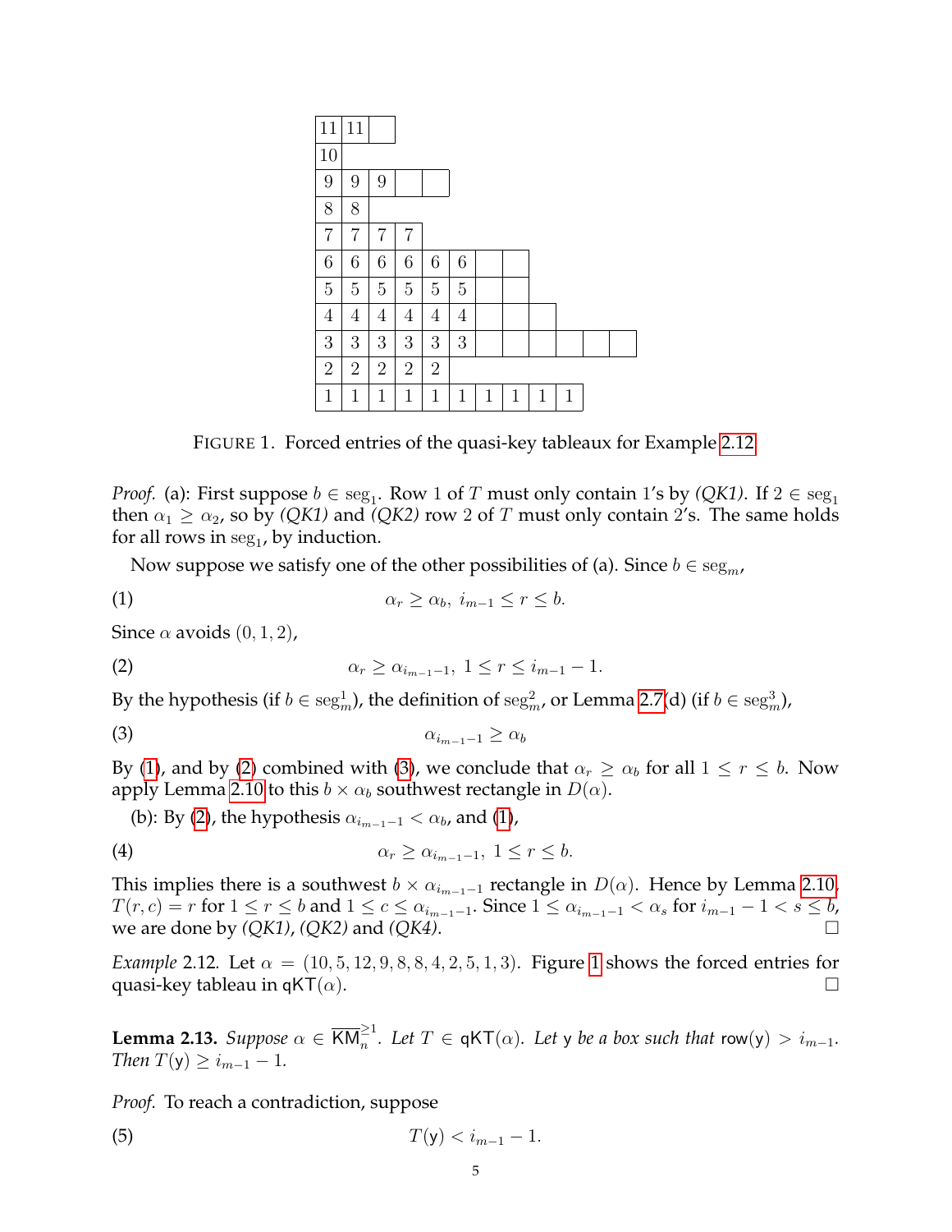| 11 | 11 | | | | | | | | | | |
|---|---|---|---|---|---|---|---|---|---|---|---|
| 10 | | | | | | | | | | | |
| 9 | 9 | 9 | | | | | | | | | |
| 8 | 8 | | | | | | | | | | |
| 7 | 7 | 7 | 7 | | | | | | | | |
| 6 | 6 | 6 | 6 | 6 | 6 | | | | | | |
| 5 | 5 | 5 | 5 | 5 | 5 | | | | | | |
| 4 | 4 | 4 | 4 | 4 | 4 | | | | | | |
| 3 | 3 | 3 | 3 | 3 | 3 | | | | | | |
| 2 | 2 | 2 | 2 | 2 | | | | | | | |
| 1 | 1 | 1 | 1 | 1 | 1 | 1 | 1 | 1 | 1 | | |

FIGURE 1. Forced entries of the quasi-key tableaux for Example 2.12

*Proof.* (a): First suppose $b \in \text{seg}_1$. Row 1 of $T$ must only contain 1's by *(QK1)*. If $2 \in \text{seg}_1$ then $\alpha_1 \geq \alpha_2$, so by *(QK1)* and *(QK2)* row 2 of $T$ must only contain 2's. The same holds for all rows in $\text{seg}_1$, by induction.

Now suppose we satisfy one of the other possibilities of (a). Since $b \in \text{seg}_m$,

$$\alpha_r \geq \alpha_b, \; i_{m-1} \leq r \leq b. \tag{1}$$

Since $\alpha$ avoids $(0, 1, 2)$,

$$\alpha_r \geq \alpha_{i_{m-1}-1}, \; 1 \leq r \leq i_{m-1} - 1. \tag{2}$$

By the hypothesis (if $b \in \text{seg}^1_m$), the definition of $\text{seg}^2_m$, or Lemma 2.7(d) (if $b \in \text{seg}^3_m$),

$$\alpha_{i_{m-1}-1} \geq \alpha_b \tag{3}$$

By (1), and by (2) combined with (3), we conclude that $\alpha_r \geq \alpha_b$ for all $1 \leq r \leq b$. Now apply Lemma 2.10 to this $b \times \alpha_b$ southwest rectangle in $D(\alpha)$.

(b): By (2), the hypothesis $\alpha_{i_{m-1}-1} < \alpha_b$, and (1),

$$\alpha_r \geq \alpha_{i_{m-1}-1}, \; 1 \leq r \leq b. \tag{4}$$

This implies there is a southwest $b \times \alpha_{i_{m-1}-1}$ rectangle in $D(\alpha)$. Hence by Lemma 2.10, $T(r, c) = r$ for $1 \leq r \leq b$ and $1 \leq c \leq \alpha_{i_{m-1}-1}$. Since $1 \leq \alpha_{i_{m-1}-1} < \alpha_s$ for $i_{m-1} - 1 < s \leq b$, we are done by *(QK1)*, *(QK2)* and *(QK4)*. □

*Example* 2.12. Let $\alpha = (10, 5, 12, 9, 8, 8, 4, 2, 5, 1, 3)$. Figure 1 shows the forced entries for quasi-key tableau in $\mathsf{qKT}(\alpha)$. □

**Lemma 2.13.** *Suppose $\alpha \in \overline{\mathsf{KM}}^{\geq 1}_n$. Let $T \in \mathsf{qKT}(\alpha)$. Let $\mathsf{y}$ be a box such that $\mathsf{row}(\mathsf{y}) > i_{m-1}$. Then $T(\mathsf{y}) \geq i_{m-1} - 1$.*

*Proof.* To reach a contradiction, suppose

$$T(\mathsf{y}) < i_{m-1} - 1. \tag{5}$$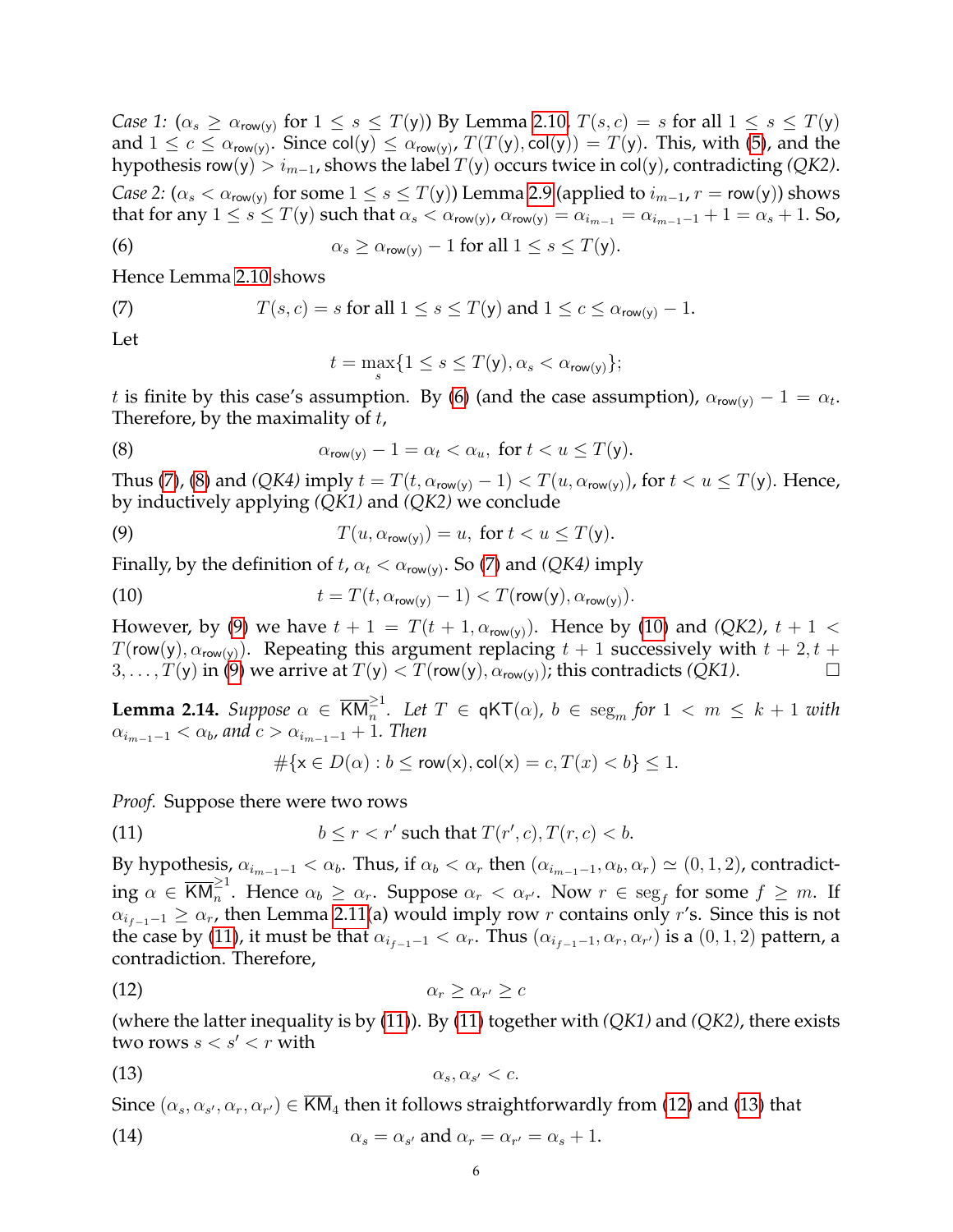*Case 1:* ($\alpha_s \geq \alpha_{\mathsf{row}(\mathsf{y})}$ for $1 \leq s \leq T(\mathsf{y})$) By Lemma 2.10, $T(s,c) = s$ for all $1 \leq s \leq T(\mathsf{y})$ and $1 \leq c \leq \alpha_{\mathsf{row}(\mathsf{y})}$. Since $\mathsf{col}(\mathsf{y}) \leq \alpha_{\mathsf{row}(\mathsf{y})}$, $T(T(\mathsf{y}), \mathsf{col}(\mathsf{y})) = T(\mathsf{y})$. This, with (5), and the hypothesis $\mathsf{row}(\mathsf{y}) > i_{m-1}$, shows the label $T(\mathsf{y})$ occurs twice in $\mathsf{col}(\mathsf{y})$, contradicting *(QK2)*.

*Case 2:* ($\alpha_s < \alpha_{\mathsf{row}(\mathsf{y})}$ for some $1 \leq s \leq T(\mathsf{y})$) Lemma 2.9 (applied to $i_{m-1}, r = \mathsf{row}(\mathsf{y})$) shows that for any $1 \leq s \leq T(\mathsf{y})$ such that $\alpha_s < \alpha_{\mathsf{row}(\mathsf{y})}$, $\alpha_{\mathsf{row}(\mathsf{y})} = \alpha_{i_{m-1}} = \alpha_{i_{m-1}-1} + 1 = \alpha_s + 1$. So,

$$\alpha_s \geq \alpha_{\mathsf{row}(\mathsf{y})} - 1 \text{ for all } 1 \leq s \leq T(\mathsf{y}). \tag{6}$$

Hence Lemma 2.10 shows

$$T(s,c) = s \text{ for all } 1 \leq s \leq T(\mathsf{y}) \text{ and } 1 \leq c \leq \alpha_{\mathsf{row}(\mathsf{y})} - 1. \tag{7}$$

Let

$$t = \max_s \{1 \leq s \leq T(\mathsf{y}), \alpha_s < \alpha_{\mathsf{row}(\mathsf{y})}\};$$

$t$ is finite by this case's assumption. By (6) (and the case assumption), $\alpha_{\mathsf{row}(\mathsf{y})} - 1 = \alpha_t$. Therefore, by the maximality of $t$,

$$\alpha_{\mathsf{row}(\mathsf{y})} - 1 = \alpha_t < \alpha_u, \text{ for } t < u \leq T(\mathsf{y}). \tag{8}$$

Thus (7), (8) and *(QK4)* imply $t = T(t, \alpha_{\mathsf{row}(\mathsf{y})} - 1) < T(u, \alpha_{\mathsf{row}(\mathsf{y})})$, for $t < u \leq T(\mathsf{y})$. Hence, by inductively applying *(QK1)* and *(QK2)* we conclude

$$T(u, \alpha_{\mathsf{row}(\mathsf{y})}) = u, \text{ for } t < u \leq T(\mathsf{y}). \tag{9}$$

Finally, by the definition of $t$, $\alpha_t < \alpha_{\mathsf{row}(\mathsf{y})}$. So (7) and *(QK4)* imply

$$t = T(t, \alpha_{\mathsf{row}(\mathsf{y})} - 1) < T(\mathsf{row}(\mathsf{y}), \alpha_{\mathsf{row}(\mathsf{y})}). \tag{10}$$

However, by (9) we have $t + 1 = T(t+1, \alpha_{\mathsf{row}(\mathsf{y})})$. Hence by (10) and *(QK2)*, $t + 1 < T(\mathsf{row}(\mathsf{y}), \alpha_{\mathsf{row}(\mathsf{y})})$. Repeating this argument replacing $t+1$ successively with $t+2, t+3, \ldots, T(\mathsf{y})$ in (9) we arrive at $T(\mathsf{y}) < T(\mathsf{row}(\mathsf{y}), \alpha_{\mathsf{row}(\mathsf{y})})$; this contradicts *(QK1)*. $\square$

**Lemma 2.14.** *Suppose $\alpha \in \overline{\mathsf{KM}}_n^{\geq 1}$. Let $T \in \mathsf{qKT}(\alpha)$, $b \in \mathrm{seg}_m$ for $1 < m \leq k+1$ with $\alpha_{i_{m-1}-1} < \alpha_b$, and $c > \alpha_{i_{m-1}-1} + 1$. Then*

$$\#\{\mathsf{x} \in D(\alpha) : b \leq \mathsf{row}(\mathsf{x}), \mathsf{col}(\mathsf{x}) = c, T(x) < b\} \leq 1.$$

*Proof.* Suppose there were two rows

$$b \leq r < r' \text{ such that } T(r', c), T(r,c) < b. \tag{11}$$

By hypothesis, $\alpha_{i_{m-1}-1} < \alpha_b$. Thus, if $\alpha_b < \alpha_r$ then $(\alpha_{i_{m-1}-1}, \alpha_b, \alpha_r) \simeq (0,1,2)$, contradicting $\alpha \in \overline{\mathsf{KM}}_n^{\geq 1}$. Hence $\alpha_b \geq \alpha_r$. Suppose $\alpha_r < \alpha_{r'}$. Now $r \in \mathrm{seg}_f$ for some $f \geq m$. If $\alpha_{i_{f-1}-1} \geq \alpha_r$, then Lemma 2.11(a) would imply row $r$ contains only $r$'s. Since this is not the case by (11), it must be that $\alpha_{i_{f-1}-1} < \alpha_r$. Thus $(\alpha_{i_{f-1}-1}, \alpha_r, \alpha_{r'})$ is a $(0,1,2)$ pattern, a contradiction. Therefore,

$$\alpha_r \geq \alpha_{r'} \geq c \tag{12}$$

(where the latter inequality is by (11)). By (11) together with *(QK1)* and *(QK2)*, there exists two rows $s < s' < r$ with

$$\alpha_s, \alpha_{s'} < c. \tag{13}$$

Since $(\alpha_s, \alpha_{s'}, \alpha_r, \alpha_{r'}) \in \overline{\mathsf{KM}}_4$ then it follows straightforwardly from (12) and (13) that

$$\alpha_s = \alpha_{s'} \text{ and } \alpha_r = \alpha_{r'} = \alpha_s + 1. \tag{14}$$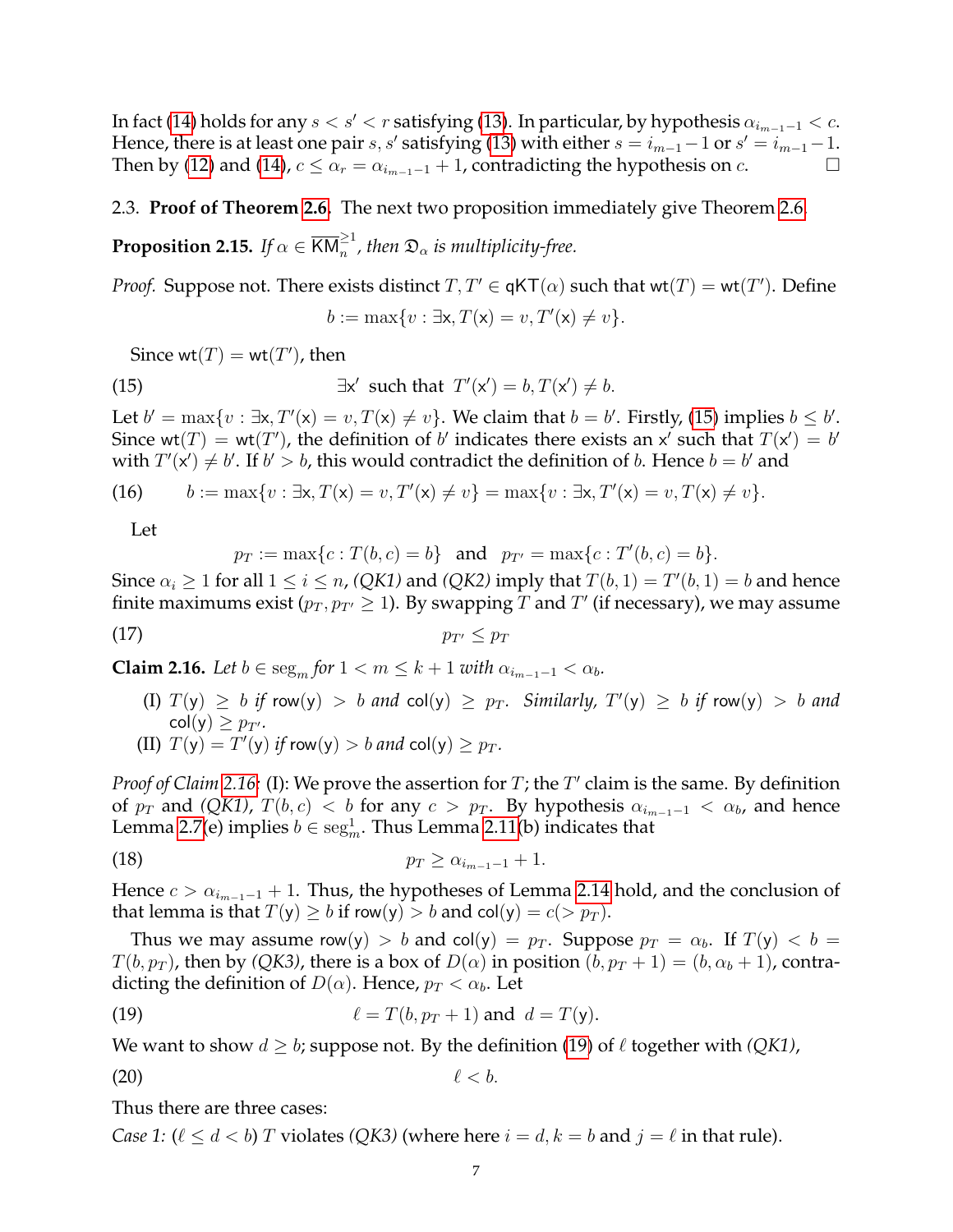In fact (14) holds for any $s < s' < r$ satisfying (13). In particular, by hypothesis $\alpha_{i_{m-1}-1} < c$. Hence, there is at least one pair $s, s'$ satisfying (13) with either $s = i_{m-1}-1$ or $s' = i_{m-1}-1$. Then by (12) and (14), $c \leq \alpha_r = \alpha_{i_{m-1}-1} + 1$, contradicting the hypothesis on $c$. □

### 2.3. **Proof of Theorem 2.6.** 

The next two proposition immediately give Theorem 2.6.

**Proposition 2.15.** *If $\alpha \in \overline{\mathsf{KM}}_n^{\geq 1}$, then $\mathfrak{D}_\alpha$ is multiplicity-free.*

*Proof.* Suppose not. There exists distinct $T, T' \in \mathsf{qKT}(\alpha)$ such that $\mathsf{wt}(T) = \mathsf{wt}(T')$. Define

$$b := \max\{v : \exists \mathsf{x}, T(\mathsf{x}) = v, T'(\mathsf{x}) \neq v\}.$$

Since $\mathsf{wt}(T) = \mathsf{wt}(T')$, then

$$\exists \mathsf{x}' \text{ such that } T'(\mathsf{x}') = b, T(\mathsf{x}') \neq b. \tag{15}$$

Let $b' = \max\{v : \exists \mathsf{x}, T'(\mathsf{x}) = v, T(\mathsf{x}) \neq v\}$. We claim that $b = b'$. Firstly, (15) implies $b \leq b'$. Since $\mathsf{wt}(T) = \mathsf{wt}(T')$, the definition of $b'$ indicates there exists an $\mathsf{x}'$ such that $T(\mathsf{x}') = b'$ with $T'(\mathsf{x}') \neq b'$. If $b' > b$, this would contradict the definition of $b$. Hence $b = b'$ and

$$b := \max\{v : \exists \mathsf{x}, T(\mathsf{x}) = v, T'(\mathsf{x}) \neq v\} = \max\{v : \exists \mathsf{x}, T'(\mathsf{x}) = v, T(\mathsf{x}) \neq v\}. \tag{16}$$

Let

$$p_T := \max\{c : T(b, c) = b\} \text{ and } p_{T'} = \max\{c : T'(b, c) = b\}.$$

Since $\alpha_i \geq 1$ for all $1 \leq i \leq n$, *(QK1)* and *(QK2)* imply that $T(b, 1) = T'(b, 1) = b$ and hence finite maximums exist ($p_T, p_{T'} \geq 1$). By swapping $T$ and $T'$ (if necessary), we may assume

$$p_{T'} \leq p_T \tag{17}$$

**Claim 2.16.** *Let $b \in \mathrm{seg}_m$ for $1 < m \leq k+1$ with $\alpha_{i_{m-1}-1} < \alpha_b$.*

- (I) *$T(\mathsf{y}) \geq b$ if $\mathsf{row}(\mathsf{y}) > b$ and $\mathsf{col}(\mathsf{y}) \geq p_T$. Similarly, $T'(\mathsf{y}) \geq b$ if $\mathsf{row}(\mathsf{y}) > b$ and $\mathsf{col}(\mathsf{y}) \geq p_{T'}$.*
- (II) *$T(\mathsf{y}) = T'(\mathsf{y})$ if $\mathsf{row}(\mathsf{y}) > b$ and $\mathsf{col}(\mathsf{y}) \geq p_T$.*

*Proof of Claim 2.16:* (I): We prove the assertion for $T$; the $T'$ claim is the same. By definition of $p_T$ and *(QK1)*, $T(b, c) < b$ for any $c > p_T$. By hypothesis $\alpha_{i_{m-1}-1} < \alpha_b$, and hence Lemma 2.7(e) implies $b \in \mathrm{seg}_m^1$. Thus Lemma 2.11(b) indicates that

$$p_T \geq \alpha_{i_{m-1}-1} + 1. \tag{18}$$

Hence $c > \alpha_{i_{m-1}-1} + 1$. Thus, the hypotheses of Lemma 2.14 hold, and the conclusion of that lemma is that $T(\mathsf{y}) \geq b$ if $\mathsf{row}(\mathsf{y}) > b$ and $\mathsf{col}(\mathsf{y}) = c (> p_T)$.

Thus we may assume $\mathsf{row}(\mathsf{y}) > b$ and $\mathsf{col}(\mathsf{y}) = p_T$. Suppose $p_T = \alpha_b$. If $T(\mathsf{y}) < b = T(b, p_T)$, then by *(QK3)*, there is a box of $D(\alpha)$ in position $(b, p_T + 1) = (b, \alpha_b + 1)$, contradicting the definition of $D(\alpha)$. Hence, $p_T < \alpha_b$. Let

$$\ell = T(b, p_T + 1) \text{ and } d = T(\mathsf{y}). \tag{19}$$

We want to show $d \geq b$; suppose not. By the definition (19) of $\ell$ together with *(QK1)*,

$$\ell < b. \tag{20}$$

Thus there are three cases:

*Case 1:* ($\ell \leq d < b$) $T$ violates *(QK3)* (where here $i = d, k = b$ and $j = \ell$ in that rule).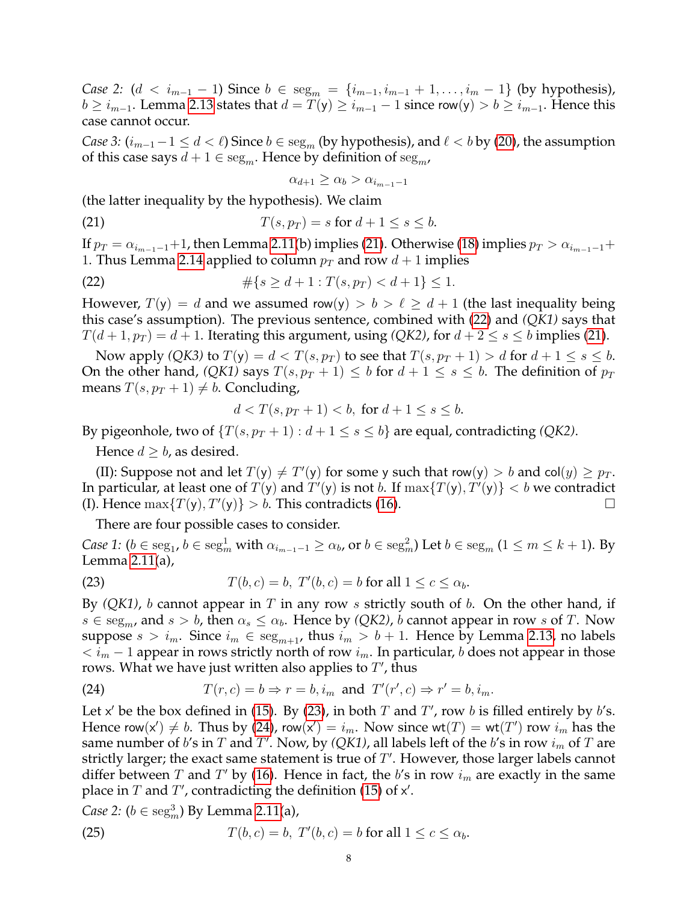*Case 2:* ($d < i_{m-1} - 1$) Since $b \in \text{seg}_m = \{i_{m-1}, i_{m-1}+1, \ldots, i_m - 1\}$ (by hypothesis), $b \geq i_{m-1}$. Lemma 2.13 states that $d = T(\mathsf{y}) \geq i_{m-1} - 1$ since $\mathsf{row}(\mathsf{y}) > b \geq i_{m-1}$. Hence this case cannot occur.

*Case 3:* ($i_{m-1} - 1 \leq d < \ell$) Since $b \in \text{seg}_m$ (by hypothesis), and $\ell < b$ by (20), the assumption of this case says $d + 1 \in \text{seg}_m$. Hence by definition of $\text{seg}_m$,

$$\alpha_{d+1} \geq \alpha_b > \alpha_{i_{m-1}-1}$$

(the latter inequality by the hypothesis). We claim

$$T(s, p_T) = s \text{ for } d + 1 \leq s \leq b. \tag{21}$$

If $p_T = \alpha_{i_{m-1}-1} + 1$, then Lemma 2.11(b) implies (21). Otherwise (18) implies $p_T > \alpha_{i_{m-1}-1} + 1$. Thus Lemma 2.14 applied to column $p_T$ and row $d + 1$ implies

$$\#\{s \geq d + 1 : T(s, p_T) < d + 1\} \leq 1. \tag{22}$$

However, $T(\mathsf{y}) = d$ and we assumed $\mathsf{row}(\mathsf{y}) > b > \ell \geq d + 1$ (the last inequality being this case's assumption). The previous sentence, combined with (22) and *(QK1)* says that $T(d + 1, p_T) = d + 1$. Iterating this argument, using *(QK2)*, for $d + 2 \leq s \leq b$ implies (21).

Now apply *(QK3)* to $T(\mathsf{y}) = d < T(s, p_T)$ to see that $T(s, p_T + 1) > d$ for $d + 1 \leq s \leq b$. On the other hand, *(QK1)* says $T(s, p_T + 1) \leq b$ for $d + 1 \leq s \leq b$. The definition of $p_T$ means $T(s, p_T + 1) \neq b$. Concluding,

$$d < T(s, p_T + 1) < b, \text{ for } d + 1 \leq s \leq b.$$

By pigeonhole, two of $\{T(s, p_T + 1) : d + 1 \leq s \leq b\}$ are equal, contradicting *(QK2)*.

Hence $d \geq b$, as desired.

(II): Suppose not and let $T(\mathsf{y}) \neq T'(\mathsf{y})$ for some $\mathsf{y}$ such that $\mathsf{row}(\mathsf{y}) > b$ and $\mathsf{col}(y) \geq p_T$. In particular, at least one of $T(\mathsf{y})$ and $T'(\mathsf{y})$ is not $b$. If $\max\{T(\mathsf{y}), T'(\mathsf{y})\} < b$ we contradict (I). Hence $\max\{T(\mathsf{y}), T'(\mathsf{y})\} > b$. This contradicts (16). □

There are four possible cases to consider.

*Case 1:* ($b \in \text{seg}_1$, $b \in \text{seg}_m^1$ with $\alpha_{i_{m-1}-1} \geq \alpha_b$, or $b \in \text{seg}_m^2$) Let $b \in \text{seg}_m$ ($1 \leq m \leq k + 1$). By Lemma 2.11(a),

$$T(b, c) = b, \ T'(b, c) = b \text{ for all } 1 \leq c \leq \alpha_b. \tag{23}$$

By *(QK1)*, $b$ cannot appear in $T$ in any row $s$ strictly south of $b$. On the other hand, if $s \in \text{seg}_m$, and $s > b$, then $\alpha_s \leq \alpha_b$. Hence by *(QK2)*, $b$ cannot appear in row $s$ of $T$. Now suppose $s > i_m$. Since $i_m \in \text{seg}_{m+1}$, thus $i_m > b + 1$. Hence by Lemma 2.13, no labels $< i_m - 1$ appear in rows strictly north of row $i_m$. In particular, $b$ does not appear in those rows. What we have just written also applies to $T'$, thus

$$T(r, c) = b \Rightarrow r = b, i_m \text{ and } T'(r', c) \Rightarrow r' = b, i_m. \tag{24}$$

Let $\mathsf{x}'$ be the box defined in (15). By (23), in both $T$ and $T'$, row $b$ is filled entirely by $b$'s. Hence $\mathsf{row}(\mathsf{x}') \neq b$. Thus by (24), $\mathsf{row}(\mathsf{x}') = i_m$. Now since $\mathsf{wt}(T) = \mathsf{wt}(T')$ row $i_m$ has the same number of $b$'s in $T$ and $T'$. Now, by *(QK1)*, all labels left of the $b$'s in row $i_m$ of $T$ are strictly larger; the exact same statement is true of $T'$. However, those larger labels cannot differ between $T$ and $T'$ by (16). Hence in fact, the $b$'s in row $i_m$ are exactly in the same place in $T$ and $T'$, contradicting the definition (15) of $\mathsf{x}'$.

*Case 2:* ($b \in \text{seg}_m^3$) By Lemma 2.11(a),

$$T(b, c) = b, \ T'(b, c) = b \text{ for all } 1 \leq c \leq \alpha_b. \tag{25}$$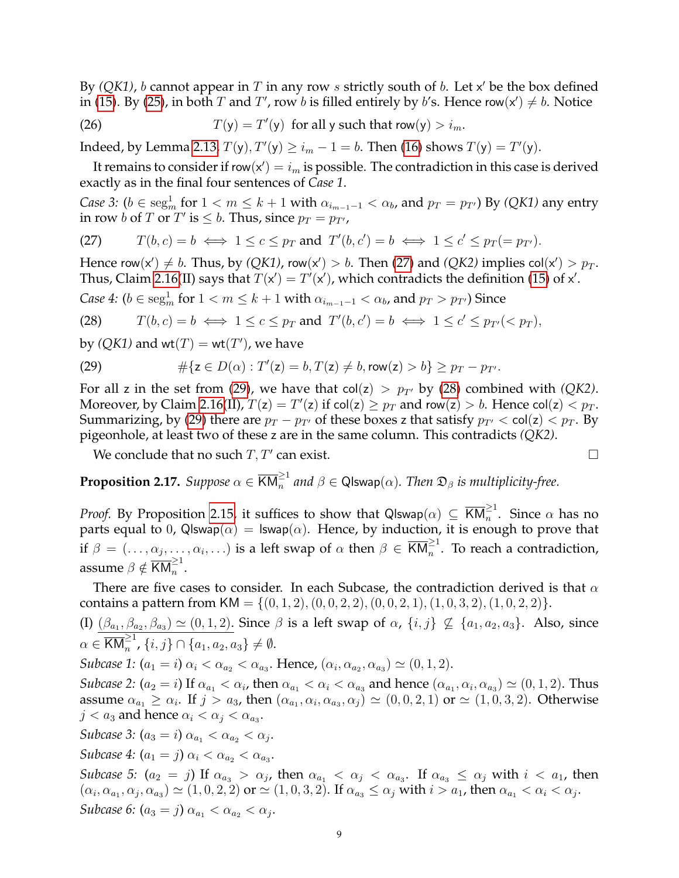By *(QK1)*, $b$ cannot appear in $T$ in any row $s$ strictly south of $b$. Let $\mathsf{x}'$ be the box defined in (15). By (25), in both $T$ and $T'$, row $b$ is filled entirely by $b$'s. Hence $\mathsf{row}(\mathsf{x}') \neq b$. Notice

$$T(\mathsf{y}) = T'(\mathsf{y}) \text{ for all } \mathsf{y} \text{ such that } \mathsf{row}(\mathsf{y}) > i_m. \tag{26}$$

Indeed, by Lemma 2.13, $T(\mathsf{y}), T'(\mathsf{y}) \geq i_m - 1 = b$. Then (16) shows $T(\mathsf{y}) = T'(\mathsf{y})$.

It remains to consider if $\mathsf{row}(\mathsf{x}') = i_m$ is possible. The contradiction in this case is derived exactly as in the final four sentences of *Case 1*.

*Case 3:* ($b \in \mathrm{seg}^1_m$ for $1 < m \leq k+1$ with $\alpha_{i_{m-1}-1} < \alpha_b$, and $p_T = p_{T'}$) By *(QK1)* any entry in row $b$ of $T$ or $T'$ is $\leq b$. Thus, since $p_T = p_{T'}$,

$$T(b, c) = b \iff 1 \leq c \leq p_T \text{ and } T'(b, c') = b \iff 1 \leq c' \leq p_T (= p_{T'}). \tag{27}$$

Hence $\mathsf{row}(\mathsf{x}') \neq b$. Thus, by *(QK1)*, $\mathsf{row}(\mathsf{x}') > b$. Then (27) and *(QK2)* implies $\mathsf{col}(\mathsf{x}') > p_T$. Thus, Claim 2.16(II) says that $T(\mathsf{x}') = T'(\mathsf{x}')$, which contradicts the definition (15) of $\mathsf{x}'$.

*Case 4:* ($b \in \mathrm{seg}^1_m$ for $1 < m \leq k+1$ with $\alpha_{i_{m-1}-1} < \alpha_b$, and $p_T > p_{T'}$) Since

$$T(b, c) = b \iff 1 \leq c \leq p_T \text{ and } T'(b, c') = b \iff 1 \leq c' \leq p_{T'} (< p_T), \tag{28}$$

by *(QK1)* and $\mathsf{wt}(T) = \mathsf{wt}(T')$, we have

$$\#\{\mathsf{z} \in D(\alpha) : T'(\mathsf{z}) = b, T(\mathsf{z}) \neq b, \mathsf{row}(\mathsf{z}) > b\} \geq p_T - p_{T'}. \tag{29}$$

For all $\mathsf{z}$ in the set from (29), we have that $\mathsf{col}(\mathsf{z}) > p_{T'}$ by (28) combined with *(QK2)*. Moreover, by Claim 2.16(II), $T(\mathsf{z}) = T'(\mathsf{z})$ if $\mathsf{col}(\mathsf{z}) \geq p_T$ and $\mathsf{row}(\mathsf{z}) > b$. Hence $\mathsf{col}(\mathsf{z}) < p_T$. Summarizing, by (29) there are $p_T - p_{T'}$ of these boxes $\mathsf{z}$ that satisfy $p_{T'} < \mathsf{col}(\mathsf{z}) < p_T$. By pigeonhole, at least two of these $\mathsf{z}$ are in the same column. This contradicts *(QK2)*.

We conclude that no such $T, T'$ can exist. □

**Proposition 2.17.** *Suppose $\alpha \in \overline{\mathsf{KM}}^{\geq 1}_n$ and $\beta \in \mathsf{Qlswap}(\alpha)$. Then $\mathfrak{D}_\beta$ is multiplicity-free.*

*Proof.* By Proposition 2.15, it suffices to show that $\mathsf{Qlswap}(\alpha) \subseteq \overline{\mathsf{KM}}^{\geq 1}_n$. Since $\alpha$ has no parts equal to 0, $\mathsf{Qlswap}(\alpha) = \mathsf{lswap}(\alpha)$. Hence, by induction, it is enough to prove that if $\beta = (\ldots, \alpha_j, \ldots, \alpha_i, \ldots)$ is a left swap of $\alpha$ then $\beta \in \overline{\mathsf{KM}}^{\geq 1}_n$. To reach a contradiction, assume $\beta \notin \overline{\mathsf{KM}}^{\geq 1}_n$.

There are five cases to consider. In each Subcase, the contradiction derived is that $\alpha$ contains a pattern from $\mathsf{KM} = \{(0, 1, 2), (0, 0, 2, 2), (0, 0, 2, 1), (1, 0, 3, 2), (1, 0, 2, 2)\}$.

(I) $\underline{(\beta_{a_1}, \beta_{a_2}, \beta_{a_3}) \simeq (0, 1, 2)}$. Since $\beta$ is a left swap of $\alpha$, $\{i, j\} \not\subseteq \{a_1, a_2, a_3\}$. Also, since $\alpha \in \overline{\mathsf{KM}}^{\geq 1}_n$, $\{i, j\} \cap \{a_1, a_2, a_3\} \neq \emptyset$.

*Subcase 1:* ($a_1 = i$) $\alpha_i < \alpha_{a_2} < \alpha_{a_3}$. Hence, $(\alpha_i, \alpha_{a_2}, \alpha_{a_3}) \simeq (0, 1, 2)$.

*Subcase 2:* ($a_2 = i$) If $\alpha_{a_1} < \alpha_i$, then $\alpha_{a_1} < \alpha_i < \alpha_{a_3}$ and hence $(\alpha_{a_1}, \alpha_i, \alpha_{a_3}) \simeq (0, 1, 2)$. Thus assume $\alpha_{a_1} \geq \alpha_i$. If $j > a_3$, then $(\alpha_{a_1}, \alpha_i, \alpha_{a_3}, \alpha_j) \simeq (0, 0, 2, 1)$ or $\simeq (1, 0, 3, 2)$. Otherwise $j < a_3$ and hence $\alpha_i < \alpha_j < \alpha_{a_3}$.

*Subcase 3:* ($a_3 = i$) $\alpha_{a_1} < \alpha_{a_2} < \alpha_j$.

*Subcase 4:* ($a_1 = j$) $\alpha_i < \alpha_{a_2} < \alpha_{a_3}$.

*Subcase 5:* ($a_2 = j$) If $\alpha_{a_3} > \alpha_j$, then $\alpha_{a_1} < \alpha_j < \alpha_{a_3}$. If $\alpha_{a_3} \leq \alpha_j$ with $i < a_1$, then $(\alpha_i, \alpha_{a_1}, \alpha_j, \alpha_{a_3}) \simeq (1, 0, 2, 2)$ or $\simeq (1, 0, 3, 2)$. If $\alpha_{a_3} \leq \alpha_j$ with $i > a_1$, then $\alpha_{a_1} < \alpha_i < \alpha_j$.

*Subcase 6:* ($a_3 = j$) $\alpha_{a_1} < \alpha_{a_2} < \alpha_j$.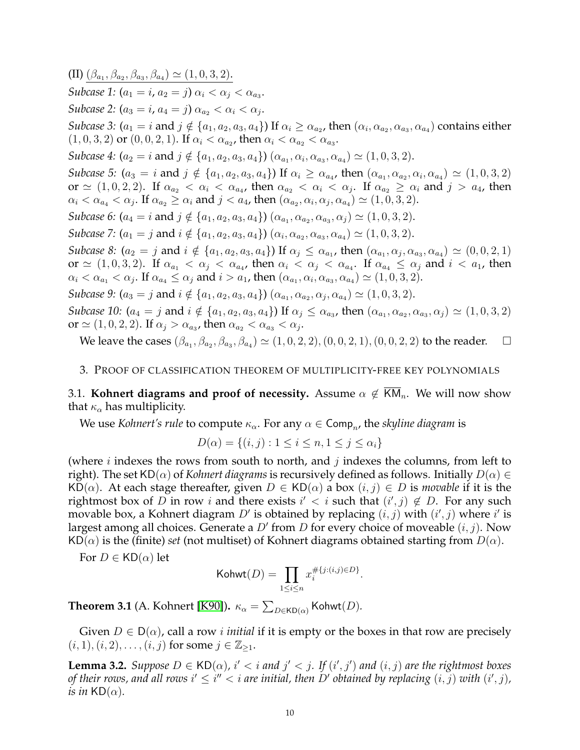(II) $\underline{(\beta_{a_1}, \beta_{a_2}, \beta_{a_3}, \beta_{a_4}) \simeq (1, 0, 3, 2).}$

*Subcase 1:* ($a_1 = i$, $a_2 = j$) $\alpha_i < \alpha_j < \alpha_{a_3}$.

*Subcase 2:* ($a_3 = i$, $a_4 = j$) $\alpha_{a_2} < \alpha_i < \alpha_j$.

*Subcase 3:* ($a_1 = i$ and $j \notin \{a_1, a_2, a_3, a_4\}$) If $\alpha_i \geq \alpha_{a_2}$, then $(\alpha_i, \alpha_{a_2}, \alpha_{a_3}, \alpha_{a_4})$ contains either $(1, 0, 3, 2)$ or $(0, 0, 2, 1)$. If $\alpha_i < \alpha_{a_2}$, then $\alpha_i < \alpha_{a_2} < \alpha_{a_3}$.

*Subcase 4:* ($a_2 = i$ and $j \notin \{a_1, a_2, a_3, a_4\}$) $(\alpha_{a_1}, \alpha_i, \alpha_{a_3}, \alpha_{a_4}) \simeq (1, 0, 3, 2)$.

*Subcase 5:* ($a_3 = i$ and $j \notin \{a_1, a_2, a_3, a_4\}$) If $\alpha_i \geq \alpha_{a_4}$, then $(\alpha_{a_1}, \alpha_{a_2}, \alpha_i, \alpha_{a_4}) \simeq (1, 0, 3, 2)$ or $\simeq (1, 0, 2, 2)$. If $\alpha_{a_2} < \alpha_i < \alpha_{a_4}$, then $\alpha_{a_2} < \alpha_i < \alpha_j$. If $\alpha_{a_2} \geq \alpha_i$ and $j > a_4$, then $\alpha_i < \alpha_{a_4} < \alpha_j$. If $\alpha_{a_2} \geq \alpha_i$ and $j < a_4$, then $(\alpha_{a_2}, \alpha_i, \alpha_j, \alpha_{a_4}) \simeq (1, 0, 3, 2)$.

*Subcase 6:* ($a_4 = i$ and $j \notin \{a_1, a_2, a_3, a_4\}$) $(\alpha_{a_1}, \alpha_{a_2}, \alpha_{a_3}, \alpha_j) \simeq (1, 0, 3, 2)$.

*Subcase 7:* ($a_1 = j$ and $i \notin \{a_1, a_2, a_3, a_4\}$) $(\alpha_i, \alpha_{a_2}, \alpha_{a_3}, \alpha_{a_4}) \simeq (1, 0, 3, 2)$.

*Subcase 8:* ($a_2 = j$ and $i \notin \{a_1, a_2, a_3, a_4\}$) If $\alpha_j \leq \alpha_{a_1}$, then $(\alpha_{a_1}, \alpha_j, \alpha_{a_3}, \alpha_{a_4}) \simeq (0, 0, 2, 1)$ or $\simeq (1, 0, 3, 2)$. If $\alpha_{a_1} < \alpha_j < \alpha_{a_4}$, then $\alpha_i < \alpha_j < \alpha_{a_4}$. If $\alpha_{a_4} \leq \alpha_j$ and $i < a_1$, then $\alpha_i < \alpha_{a_1} < \alpha_j$. If $\alpha_{a_4} \leq \alpha_j$ and $i > a_1$, then $(\alpha_{a_1}, \alpha_i, \alpha_{a_3}, \alpha_{a_4}) \simeq (1, 0, 3, 2)$.

*Subcase 9:* ($a_3 = j$ and $i \notin \{a_1, a_2, a_3, a_4\}$) $(\alpha_{a_1}, \alpha_{a_2}, \alpha_j, \alpha_{a_4}) \simeq (1, 0, 3, 2)$.

*Subcase 10:* ($a_4 = j$ and $i \notin \{a_1, a_2, a_3, a_4\}$) If $\alpha_j \leq \alpha_{a_3}$, then $(\alpha_{a_1}, \alpha_{a_2}, \alpha_{a_3}, \alpha_j) \simeq (1, 0, 3, 2)$ or $\simeq (1, 0, 2, 2)$. If $\alpha_j > \alpha_{a_3}$, then $\alpha_{a_2} < \alpha_{a_3} < \alpha_j$.

We leave the cases $(\beta_{a_1}, \beta_{a_2}, \beta_{a_3}, \beta_{a_4}) \simeq (1, 0, 2, 2), (0, 0, 2, 1), (0, 0, 2, 2)$ to the reader. □

## 3. Proof of classification theorem of multiplicity-free key polynomials

### 3.1. Kohnert diagrams and proof of necessity.

Assume $\alpha \notin \overline{\mathsf{KM}}_n$. We will now show that $\kappa_\alpha$ has multiplicity.

We use *Kohnert's rule* to compute $\kappa_\alpha$. For any $\alpha \in \mathsf{Comp}_n$, the *skyline diagram* is

$$D(\alpha) = \{(i, j) : 1 \leq i \leq n, 1 \leq j \leq \alpha_i\}$$

(where $i$ indexes the rows from south to north, and $j$ indexes the columns, from left to right). The set $\mathsf{KD}(\alpha)$ of *Kohnert diagrams* is recursively defined as follows. Initially $D(\alpha) \in \mathsf{KD}(\alpha)$. At each stage thereafter, given $D \in \mathsf{KD}(\alpha)$ a box $(i, j) \in D$ is *movable* if it is the rightmost box of $D$ in row $i$ and there exists $i' < i$ such that $(i', j) \notin D$. For any such movable box, a Kohnert diagram $D'$ is obtained by replacing $(i, j)$ with $(i', j)$ where $i'$ is largest among all choices. Generate a $D'$ from $D$ for every choice of moveable $(i, j)$. Now $\mathsf{KD}(\alpha)$ is the (finite) *set* (not multiset) of Kohnert diagrams obtained starting from $D(\alpha)$.

For $D \in \mathsf{KD}(\alpha)$ let

$$\mathsf{Kohwt}(D) = \prod_{1 \leq i \leq n} x_i^{\#\{j:(i,j) \in D\}}.$$

**Theorem 3.1** (A. Kohnert [K90])**.** $\kappa_\alpha = \sum_{D \in \mathsf{KD}(\alpha)} \mathsf{Kohwt}(D)$.

Given $D \in \mathsf{D}(\alpha)$, call a row $i$ *initial* if it is empty or the boxes in that row are precisely $(i, 1), (i, 2), \ldots, (i, j)$ for some $j \in \mathbb{Z}_{\geq 1}$.

**Lemma 3.2.** *Suppose $D \in \mathsf{KD}(\alpha)$, $i' < i$ and $j' < j$. If $(i', j')$ and $(i, j)$ are the rightmost boxes of their rows, and all rows $i' \leq i'' < i$ are initial, then $D'$ obtained by replacing $(i, j)$ with $(i', j)$, is in $\mathsf{KD}(\alpha)$.*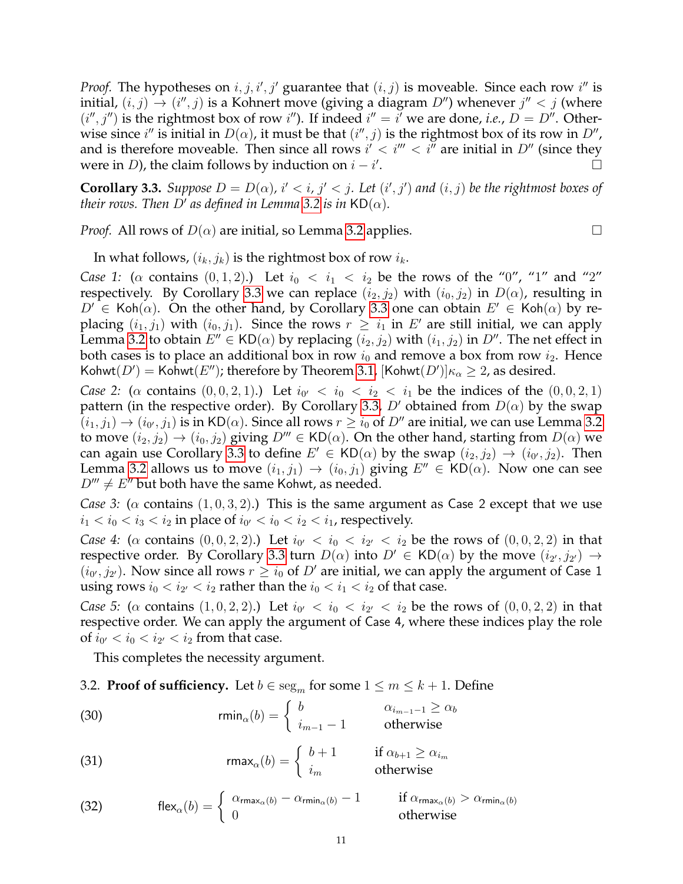*Proof.* The hypotheses on $i, j, i', j'$ guarantee that $(i,j)$ is moveable. Since each row $i''$ is initial, $(i,j) \to (i'', j)$ is a Kohnert move (giving a diagram $D''$) whenever $j'' < j$ (where $(i'', j'')$ is the rightmost box of row $i''$). If indeed $i'' = i'$ we are done, *i.e.*, $D = D''$. Otherwise since $i''$ is initial in $D(\alpha)$, it must be that $(i'', j)$ is the rightmost box of its row in $D''$, and is therefore moveable. Then since all rows $i' < i''' < i''$ are initial in $D''$ (since they were in $D$), the claim follows by induction on $i - i'$. □

**Corollary 3.3.** *Suppose $D = D(\alpha)$, $i' < i$, $j' < j$. Let $(i', j')$ and $(i, j)$ be the rightmost boxes of their rows. Then $D'$ as defined in Lemma 3.2 is in $\mathsf{KD}(\alpha)$.*

*Proof.* All rows of $D(\alpha)$ are initial, so Lemma 3.2 applies. □

In what follows, $(i_k, j_k)$ is the rightmost box of row $i_k$.

*Case 1:* ($\alpha$ contains $(0,1,2)$.) Let $i_0 < i_1 < i_2$ be the rows of the "0", "1" and "2" respectively. By Corollary 3.3 we can replace $(i_2, j_2)$ with $(i_0, j_2)$ in $D(\alpha)$, resulting in $D' \in \mathsf{Koh}(\alpha)$. On the other hand, by Corollary 3.3 one can obtain $E' \in \mathsf{Koh}(\alpha)$ by replacing $(i_1, j_1)$ with $(i_0, j_1)$. Since the rows $r \geq i_1$ in $E'$ are still initial, we can apply Lemma 3.2 to obtain $E'' \in \mathsf{KD}(\alpha)$ by replacing $(i_2, j_2)$ with $(i_1, j_2)$ in $D''$. The net effect in both cases is to place an additional box in row $i_0$ and remove a box from row $i_2$. Hence $\mathsf{Kohwt}(D') = \mathsf{Kohwt}(E'')$; therefore by Theorem 3.1, $[\mathsf{Kohwt}(D')]\kappa_\alpha \geq 2$, as desired.

*Case 2:* ($\alpha$ contains $(0,0,2,1)$.) Let $i_{0'} < i_0 < i_2 < i_1$ be the indices of the $(0,0,2,1)$ pattern (in the respective order). By Corollary 3.3, $D'$ obtained from $D(\alpha)$ by the swap $(i_1, j_1) \to (i_{0'}, j_1)$ is in $\mathsf{KD}(\alpha)$. Since all rows $r \geq i_0$ of $D''$ are initial, we can use Lemma 3.2 to move $(i_2, j_2) \to (i_0, j_2)$ giving $D''' \in \mathsf{KD}(\alpha)$. On the other hand, starting from $D(\alpha)$ we can again use Corollary 3.3 to define $E' \in \mathsf{KD}(\alpha)$ by the swap $(i_2, j_2) \to (i_{0'}, j_2)$. Then Lemma 3.2 allows us to move $(i_1, j_1) \to (i_0, j_1)$ giving $E'' \in \mathsf{KD}(\alpha)$. Now one can see $D''' \neq E''$ but both have the same $\mathsf{Kohwt}$, as needed.

*Case 3:* ($\alpha$ contains $(1,0,3,2)$.) This is the same argument as Case 2 except that we use $i_1 < i_0 < i_3 < i_2$ in place of $i_{0'} < i_0 < i_2 < i_1$, respectively.

*Case 4:* ($\alpha$ contains $(0,0,2,2)$.) Let $i_{0'} < i_0 < i_{2'} < i_2$ be the rows of $(0,0,2,2)$ in that respective order. By Corollary 3.3 turn $D(\alpha)$ into $D' \in \mathsf{KD}(\alpha)$ by the move $(i_{2'}, j_{2'}) \to (i_{0'}, j_{2'})$. Now since all rows $r \geq i_0$ of $D'$ are initial, we can apply the argument of Case 1 using rows $i_0 < i_{2'} < i_2$ rather than the $i_0 < i_1 < i_2$ of that case.

*Case 5:* ($\alpha$ contains $(1,0,2,2)$.) Let $i_{0'} < i_0 < i_{2'} < i_2$ be the rows of $(0,0,2,2)$ in that respective order. We can apply the argument of Case 4, where these indices play the role of $i_{0'} < i_0 < i_{2'} < i_2$ from that case.

This completes the necessity argument.

### 3.2. Proof of sufficiency.

Let $b \in \mathrm{seg}_m$ for some $1 \leq m \leq k+1$. Define

$$\mathsf{rmin}_\alpha(b) = \begin{cases} b & \alpha_{i_{m-1}-1} \geq \alpha_b \\ i_{m-1} - 1 & \text{otherwise} \end{cases} \tag{30}$$

$$\mathsf{rmax}_\alpha(b) = \begin{cases} b+1 & \text{if } \alpha_{b+1} \geq \alpha_{i_m} \\ i_m & \text{otherwise} \end{cases} \tag{31}$$

$$\mathsf{flex}_\alpha(b) = \begin{cases} \alpha_{\mathsf{rmax}_\alpha(b)} - \alpha_{\mathsf{rmin}_\alpha(b)} - 1 & \text{if } \alpha_{\mathsf{rmax}_\alpha(b)} > \alpha_{\mathsf{rmin}_\alpha(b)} \\ 0 & \text{otherwise} \end{cases} \tag{32}$$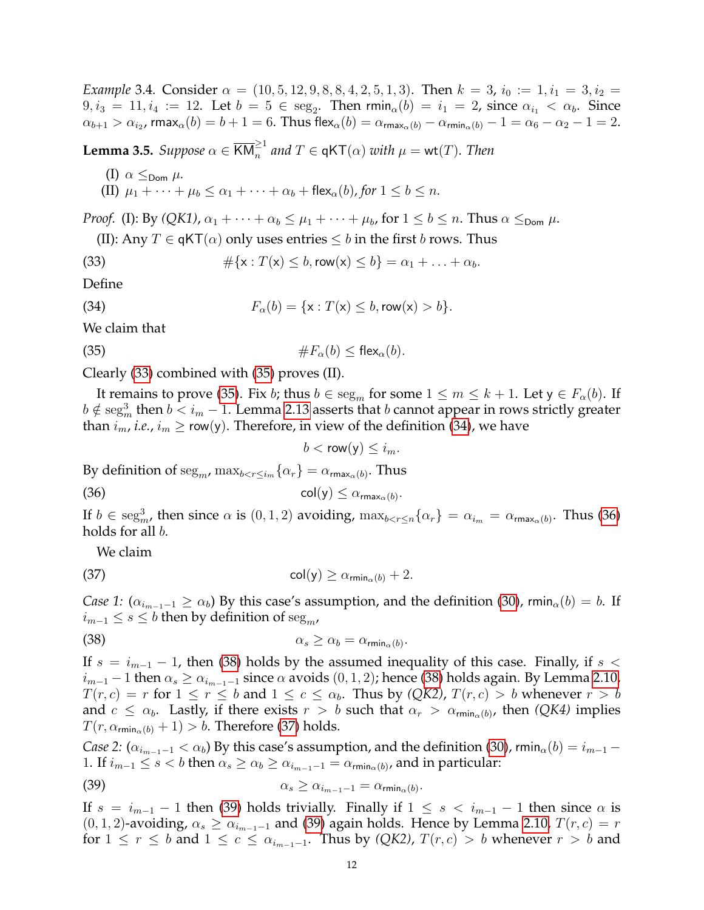*Example* 3.4. Consider $\alpha = (10, 5, 12, 9, 8, 8, 4, 2, 5, 1, 3)$. Then $k = 3$, $i_0 := 1, i_1 = 3, i_2 = 9, i_3 = 11, i_4 := 12$. Let $b = 5 \in \mathrm{seg}_2$. Then $\mathsf{rmin}_\alpha(b) = i_1 = 2$, since $\alpha_{i_1} < \alpha_b$. Since $\alpha_{b+1} > \alpha_{i_2}$, $\mathsf{rmax}_\alpha(b) = b + 1 = 6$. Thus $\mathsf{flex}_\alpha(b) = \alpha_{\mathsf{rmax}_\alpha(b)} - \alpha_{\mathsf{rmin}_\alpha(b)} - 1 = \alpha_6 - \alpha_2 - 1 = 2$.

**Lemma 3.5.** *Suppose $\alpha \in \overline{\mathsf{KM}}_n^{\geq 1}$ and $T \in \mathsf{qKT}(\alpha)$ with $\mu = \mathsf{wt}(T)$. Then*

(I) *$\alpha \leq_{\mathsf{Dom}} \mu$.*

(II) *$\mu_1 + \cdots + \mu_b \leq \alpha_1 + \cdots + \alpha_b + \mathsf{flex}_\alpha(b)$, for $1 \leq b \leq n$.*

*Proof.* (I): By *(QK1)*, $\alpha_1 + \cdots + \alpha_b \leq \mu_1 + \cdots + \mu_b$, for $1 \leq b \leq n$. Thus $\alpha \leq_{\mathsf{Dom}} \mu$.

(II): Any $T \in \mathsf{qKT}(\alpha)$ only uses entries $\leq b$ in the first $b$ rows. Thus

$$\#\{\mathsf{x} : T(\mathsf{x}) \leq b, \mathsf{row}(\mathsf{x}) \leq b\} = \alpha_1 + \ldots + \alpha_b. \tag{33}$$

Define

$$F_\alpha(b) = \{\mathsf{x} : T(\mathsf{x}) \leq b, \mathsf{row}(\mathsf{x}) > b\}. \tag{34}$$

We claim that

$$\#F_\alpha(b) \leq \mathsf{flex}_\alpha(b). \tag{35}$$

Clearly (33) combined with (35) proves (II).

It remains to prove (35). Fix $b$; thus $b \in \mathrm{seg}_m$ for some $1 \leq m \leq k+1$. Let $\mathsf{y} \in F_\alpha(b)$. If $b \notin \mathrm{seg}_m^3$ then $b < i_m - 1$. Lemma 2.13 asserts that $b$ cannot appear in rows strictly greater than $i_m$, *i.e.*, $i_m \geq \mathsf{row}(\mathsf{y})$. Therefore, in view of the definition (34), we have

$$b < \mathsf{row}(\mathsf{y}) \leq i_m.$$

By definition of $\mathrm{seg}_m$, $\max_{b < r \leq i_m}\{\alpha_r\} = \alpha_{\mathsf{rmax}_\alpha(b)}$. Thus

$$\mathsf{col}(\mathsf{y}) \leq \alpha_{\mathsf{rmax}_\alpha(b)}. \tag{36}$$

If $b \in \mathrm{seg}_m^3$, then since $\alpha$ is $(0,1,2)$ avoiding, $\max_{b < r \leq n}\{\alpha_r\} = \alpha_{i_m} = \alpha_{\mathsf{rmax}_\alpha(b)}$. Thus (36) holds for all $b$.

We claim

$$\mathsf{col}(\mathsf{y}) \geq \alpha_{\mathsf{rmin}_\alpha(b)} + 2. \tag{37}$$

*Case 1:* ($\alpha_{i_{m-1}-1} \geq \alpha_b$) By this case's assumption, and the definition (30), $\mathsf{rmin}_\alpha(b) = b$. If $i_{m-1} \leq s \leq b$ then by definition of $\mathrm{seg}_m$,

$$\alpha_s \geq \alpha_b = \alpha_{\mathsf{rmin}_\alpha(b)}. \tag{38}$$

If $s = i_{m-1} - 1$, then (38) holds by the assumed inequality of this case. Finally, if $s < i_{m-1} - 1$ then $\alpha_s \geq \alpha_{i_{m-1}-1}$ since $\alpha$ avoids $(0,1,2)$; hence (38) holds again. By Lemma 2.10, $T(r,c) = r$ for $1 \leq r \leq b$ and $1 \leq c \leq \alpha_b$. Thus by *(QK2)*, $T(r,c) > b$ whenever $r > b$ and $c \leq \alpha_b$. Lastly, if there exists $r > b$ such that $\alpha_r > \alpha_{\mathsf{rmin}_\alpha(b)}$, then *(QK4)* implies $T(r, \alpha_{\mathsf{rmin}_\alpha(b)} + 1) > b$. Therefore (37) holds.

*Case 2:* ($\alpha_{i_{m-1}-1} < \alpha_b$) By this case's assumption, and the definition (30), $\mathsf{rmin}_\alpha(b) = i_{m-1} - 1$. If $i_{m-1} \leq s < b$ then $\alpha_s \geq \alpha_b \geq \alpha_{i_{m-1}-1} = \alpha_{\mathsf{rmin}_\alpha(b)}$, and in particular:

$$\alpha_s \geq \alpha_{i_{m-1}-1} = \alpha_{\mathsf{rmin}_\alpha(b)}. \tag{39}$$

If $s = i_{m-1} - 1$ then (39) holds trivially. Finally if $1 \leq s < i_{m-1} - 1$ then since $\alpha$ is $(0,1,2)$-avoiding, $\alpha_s \geq \alpha_{i_{m-1}-1}$ and (39) again holds. Hence by Lemma 2.10, $T(r,c) = r$ for $1 \leq r \leq b$ and $1 \leq c \leq \alpha_{i_{m-1}-1}$. Thus by *(QK2)*, $T(r,c) > b$ whenever $r > b$ and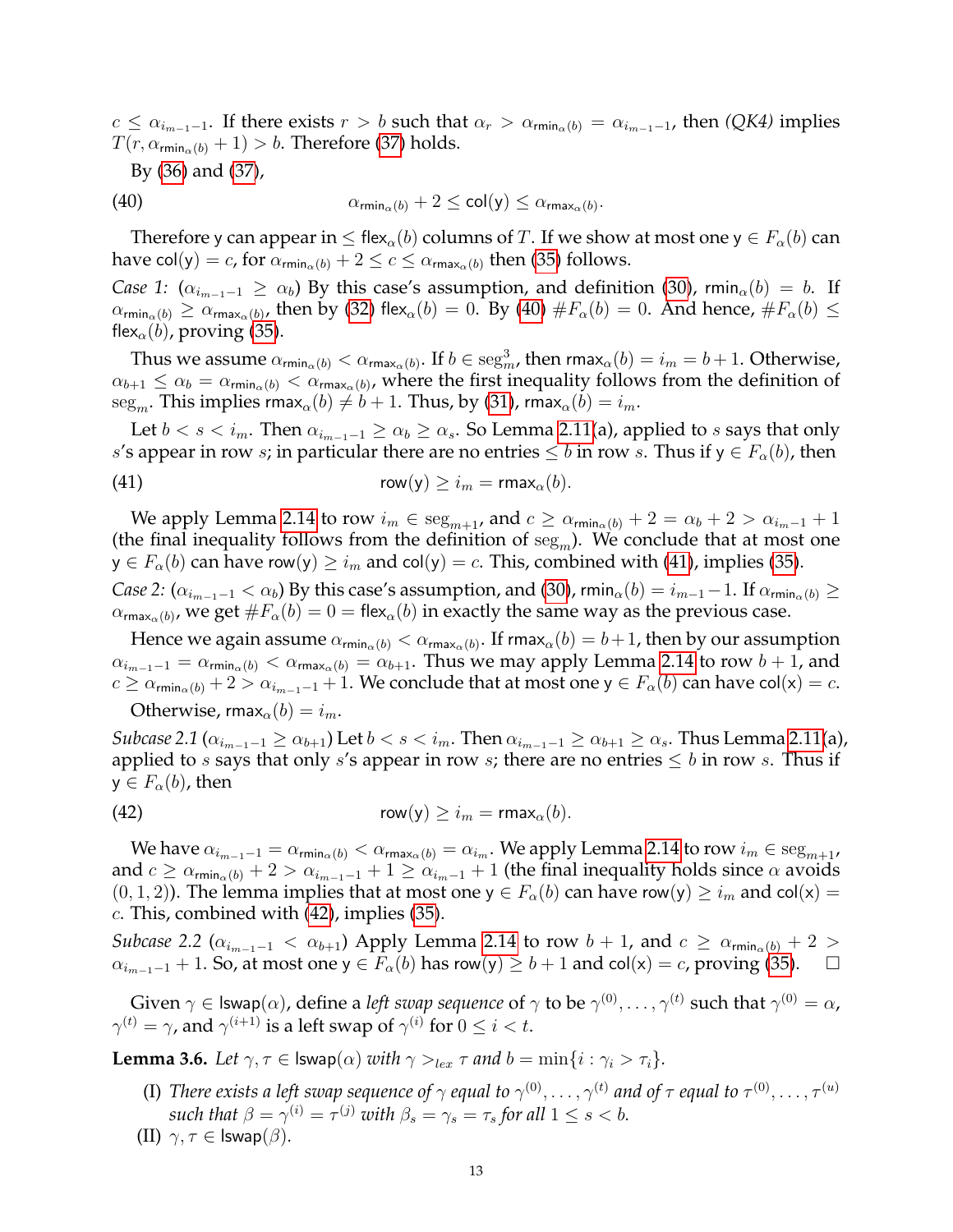$c \leq \alpha_{i_{m-1}-1}$. If there exists $r > b$ such that $\alpha_r > \alpha_{\mathsf{rmin}_\alpha(b)} = \alpha_{i_{m-1}-1}$, then *(QK4)* implies $T(r, \alpha_{\mathsf{rmin}_\alpha(b)} + 1) > b$. Therefore (37) holds.

By (36) and (37),

$$\alpha_{\mathsf{rmin}_\alpha(b)} + 2 \leq \mathsf{col}(\mathsf{y}) \leq \alpha_{\mathsf{rmax}_\alpha(b)}. \tag{40}$$

Therefore $\mathsf{y}$ can appear in $\leq \mathsf{flex}_\alpha(b)$ columns of $T$. If we show at most one $\mathsf{y} \in F_\alpha(b)$ can have $\mathsf{col}(\mathsf{y}) = c$, for $\alpha_{\mathsf{rmin}_\alpha(b)} + 2 \leq c \leq \alpha_{\mathsf{rmax}_\alpha(b)}$ then (35) follows.

*Case 1:* ($\alpha_{i_{m-1}-1} \geq \alpha_b$) By this case's assumption, and definition (30), $\mathsf{rmin}_\alpha(b) = b$. If $\alpha_{\mathsf{rmin}_\alpha(b)} \geq \alpha_{\mathsf{rmax}_\alpha(b)}$, then by (32) $\mathsf{flex}_\alpha(b) = 0$. By (40) $\#F_\alpha(b) = 0$. And hence, $\#F_\alpha(b) \leq \mathsf{flex}_\alpha(b)$, proving (35).

Thus we assume $\alpha_{\mathsf{rmin}_\alpha(b)} < \alpha_{\mathsf{rmax}_\alpha(b)}$. If $b \in \mathrm{seg}^3_m$, then $\mathsf{rmax}_\alpha(b) = i_m = b + 1$. Otherwise, $\alpha_{b+1} \leq \alpha_b = \alpha_{\mathsf{rmin}_\alpha(b)} < \alpha_{\mathsf{rmax}_\alpha(b)}$, where the first inequality follows from the definition of $\mathrm{seg}_m$. This implies $\mathsf{rmax}_\alpha(b) \neq b + 1$. Thus, by (31), $\mathsf{rmax}_\alpha(b) = i_m$.

Let $b < s < i_m$. Then $\alpha_{i_{m-1}-1} \geq \alpha_b \geq \alpha_s$. So Lemma 2.11(a), applied to $s$ says that only $s$'s appear in row $s$; in particular there are no entries $\leq b$ in row $s$. Thus if $\mathsf{y} \in F_\alpha(b)$, then

$$\mathsf{row}(\mathsf{y}) \geq i_m = \mathsf{rmax}_\alpha(b). \tag{41}$$

We apply Lemma 2.14 to row $i_m \in \mathrm{seg}_{m+1}$, and $c \geq \alpha_{\mathsf{rmin}_\alpha(b)} + 2 = \alpha_b + 2 > \alpha_{i_m-1} + 1$ (the final inequality follows from the definition of $\mathrm{seg}_m$). We conclude that at most one $\mathsf{y} \in F_\alpha(b)$ can have $\mathsf{row}(\mathsf{y}) \geq i_m$ and $\mathsf{col}(\mathsf{y}) = c$. This, combined with (41), implies (35).

*Case 2:* ($\alpha_{i_{m-1}-1} < \alpha_b$) By this case's assumption, and (30), $\mathsf{rmin}_\alpha(b) = i_{m-1} - 1$. If $\alpha_{\mathsf{rmin}_\alpha(b)} \geq \alpha_{\mathsf{rmax}_\alpha(b)}$, we get $\#F_\alpha(b) = 0 = \mathsf{flex}_\alpha(b)$ in exactly the same way as the previous case.

Hence we again assume $\alpha_{\mathsf{rmin}_\alpha(b)} < \alpha_{\mathsf{rmax}_\alpha(b)}$. If $\mathsf{rmax}_\alpha(b) = b + 1$, then by our assumption $\alpha_{i_{m-1}-1} = \alpha_{\mathsf{rmin}_\alpha(b)} < \alpha_{\mathsf{rmax}_\alpha(b)} = \alpha_{b+1}$. Thus we may apply Lemma 2.14 to row $b + 1$, and $c \geq \alpha_{\mathsf{rmin}_\alpha(b)} + 2 > \alpha_{i_{m-1}-1} + 1$. We conclude that at most one $\mathsf{y} \in F_\alpha(b)$ can have $\mathsf{col}(\mathsf{x}) = c$.

Otherwise, $\mathsf{rmax}_\alpha(b) = i_m$.

*Subcase 2.1* ($\alpha_{i_{m-1}-1} \geq \alpha_{b+1}$) Let $b < s < i_m$. Then $\alpha_{i_{m-1}-1} \geq \alpha_{b+1} \geq \alpha_s$. Thus Lemma 2.11(a), applied to $s$ says that only $s$'s appear in row $s$; there are no entries $\leq b$ in row $s$. Thus if $\mathsf{y} \in F_\alpha(b)$, then

$$\mathsf{row}(\mathsf{y}) \geq i_m = \mathsf{rmax}_\alpha(b). \tag{42}$$

We have $\alpha_{i_{m-1}-1} = \alpha_{\mathsf{rmin}_\alpha(b)} < \alpha_{\mathsf{rmax}_\alpha(b)} = \alpha_{i_m}$. We apply Lemma 2.14 to row $i_m \in \mathrm{seg}_{m+1}$, and $c \geq \alpha_{\mathsf{rmin}_\alpha(b)} + 2 > \alpha_{i_{m-1}-1} + 1 \geq \alpha_{i_m-1} + 1$ (the final inequality holds since $\alpha$ avoids $(0, 1, 2)$). The lemma implies that at most one $\mathsf{y} \in F_\alpha(b)$ can have $\mathsf{row}(\mathsf{y}) \geq i_m$ and $\mathsf{col}(\mathsf{x}) = c$. This, combined with (42), implies (35).

*Subcase 2.2* ($\alpha_{i_{m-1}-1} < \alpha_{b+1}$) Apply Lemma 2.14 to row $b + 1$, and $c \geq \alpha_{\mathsf{rmin}_\alpha(b)} + 2 > \alpha_{i_{m-1}-1} + 1$. So, at most one $\mathsf{y} \in F_\alpha(b)$ has $\mathsf{row}(\mathsf{y}) \geq b + 1$ and $\mathsf{col}(\mathsf{x}) = c$, proving (35). $\square$

Given $\gamma \in \mathsf{lswap}(\alpha)$, define a *left swap sequence* of $\gamma$ to be $\gamma^{(0)}, \ldots, \gamma^{(t)}$ such that $\gamma^{(0)} = \alpha$, $\gamma^{(t)} = \gamma$, and $\gamma^{(i+1)}$ is a left swap of $\gamma^{(i)}$ for $0 \leq i < t$.

**Lemma 3.6.** *Let $\gamma, \tau \in \mathsf{lswap}(\alpha)$ with $\gamma >_{lex} \tau$ and $b = \min\{i : \gamma_i > \tau_i\}$.*

(I) *There exists a left swap sequence of $\gamma$ equal to $\gamma^{(0)}, \ldots, \gamma^{(t)}$ and of $\tau$ equal to $\tau^{(0)}, \ldots, \tau^{(u)}$ such that $\beta = \gamma^{(i)} = \tau^{(j)}$ with $\beta_s = \gamma_s = \tau_s$ for all $1 \leq s < b$.*

(II) $\gamma, \tau \in \mathsf{lswap}(\beta)$.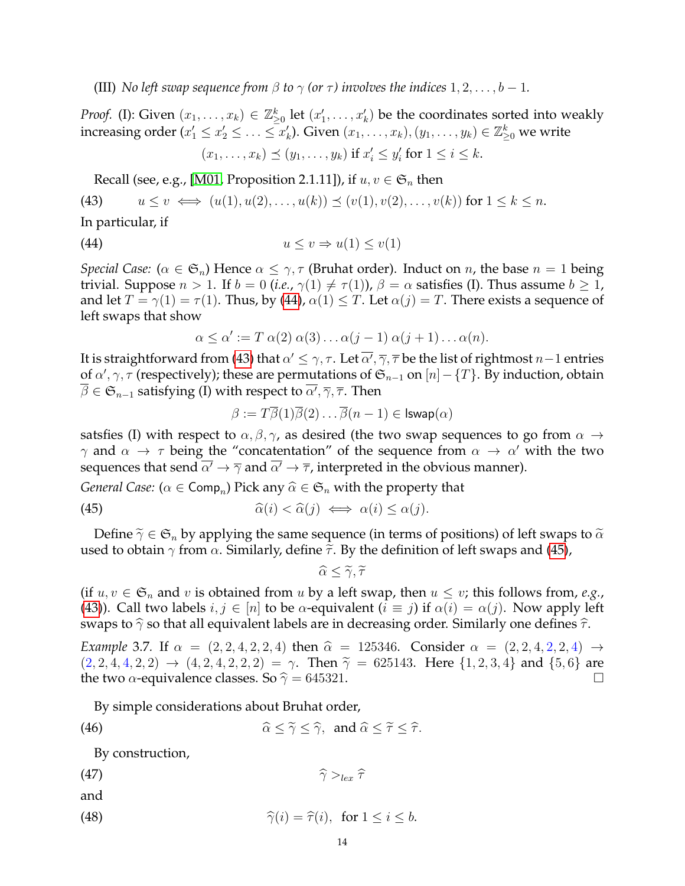(III) *No left swap sequence from $\beta$ to $\gamma$ (or $\tau$) involves the indices $1, 2, \ldots, b-1$.*

*Proof.* (I): Given $(x_1, \ldots, x_k) \in \mathbb{Z}_{\geq 0}^k$ let $(x_1', \ldots, x_k')$ be the coordinates sorted into weakly increasing order ($x_1' \leq x_2' \leq \ldots \leq x_k'$). Given $(x_1, \ldots, x_k), (y_1, \ldots, y_k) \in \mathbb{Z}_{\geq 0}^k$ we write

$$(x_1, \ldots, x_k) \preceq (y_1, \ldots, y_k) \text{ if } x_i' \leq y_i' \text{ for } 1 \leq i \leq k.$$

Recall (see, e.g., [M01, Proposition 2.1.11]), if $u, v \in \mathfrak{S}_n$ then

$$u \leq v \iff (u(1), u(2), \ldots, u(k)) \preceq (v(1), v(2), \ldots, v(k)) \text{ for } 1 \leq k \leq n. \tag{43}$$

In particular, if

$$u \leq v \Rightarrow u(1) \leq v(1) \tag{44}$$

*Special Case:* ($\alpha \in \mathfrak{S}_n$) Hence $\alpha \leq \gamma, \tau$ (Bruhat order). Induct on $n$, the base $n = 1$ being trivial. Suppose $n > 1$. If $b = 0$ (*i.e.*, $\gamma(1) \neq \tau(1)$), $\beta = \alpha$ satisfies (I). Thus assume $b \geq 1$, and let $T = \gamma(1) = \tau(1)$. Thus, by (44), $\alpha(1) \leq T$. Let $\alpha(j) = T$. There exists a sequence of left swaps that show

$$\alpha \leq \alpha' := T\, \alpha(2)\, \alpha(3) \ldots \alpha(j-1)\, \alpha(j+1) \ldots \alpha(n).$$

It is straightforward from (43) that $\alpha' \leq \gamma, \tau$. Let $\overline{\alpha'}, \overline{\gamma}, \overline{\tau}$ be the list of rightmost $n-1$ entries of $\alpha', \gamma, \tau$ (respectively); these are permutations of $\mathfrak{S}_{n-1}$ on $[n] - \{T\}$. By induction, obtain $\overline{\beta} \in \mathfrak{S}_{n-1}$ satisfying (I) with respect to $\overline{\alpha'}, \overline{\gamma}, \overline{\tau}$. Then

$$\beta := T\overline{\beta}(1)\overline{\beta}(2) \ldots \overline{\beta}(n-1) \in \mathsf{lswap}(\alpha)$$

satsfies (I) with respect to $\alpha, \beta, \gamma$, as desired (the two swap sequences to go from $\alpha \to \gamma$ and $\alpha \to \tau$ being the "concatentation" of the sequence from $\alpha \to \alpha'$ with the two sequences that send $\overline{\alpha'} \to \overline{\gamma}$ and $\overline{\alpha'} \to \overline{\tau}$, interpreted in the obvious manner).

*General Case:* ($\alpha \in \mathsf{Comp}_n$) Pick any $\widehat{\alpha} \in \mathfrak{S}_n$ with the property that

$$\widehat{\alpha}(i) < \widehat{\alpha}(j) \iff \alpha(i) \leq \alpha(j). \tag{45}$$

Define $\widetilde{\gamma} \in \mathfrak{S}_n$ by applying the same sequence (in terms of positions) of left swaps to $\widetilde{\alpha}$ used to obtain $\gamma$ from $\alpha$. Similarly, define $\widetilde{\tau}$. By the definition of left swaps and (45),

$$\widehat{\alpha} \leq \widetilde{\gamma}, \widetilde{\tau}$$

(if $u, v \in \mathfrak{S}_n$ and $v$ is obtained from $u$ by a left swap, then $u \leq v$; this follows from, *e.g.*, (43)). Call two labels $i, j \in [n]$ to be $\alpha$-equivalent ($i \equiv j$) if $\alpha(i) = \alpha(j)$. Now apply left swaps to $\widehat{\gamma}$ so that all equivalent labels are in decreasing order. Similarly one defines $\widehat{\tau}$.

*Example* 3.7. If $\alpha = (2, 2, 4, 2, 2, 4)$ then $\widehat{\alpha} = 125346$. Consider $\alpha = (2, 2, 4, 2, 2, 4) \to (2, 2, 4, 4, 2, 2) \to (4, 2, 4, 2, 2, 2) = \gamma$. Then $\widetilde{\gamma} = 625143$. Here $\{1, 2, 3, 4\}$ and $\{5, 6\}$ are the two $\alpha$-equivalence classes. So $\widehat{\gamma} = 645321$. □

By simple considerations about Bruhat order,

$$\widehat{\alpha} \leq \widetilde{\gamma} \leq \widehat{\gamma}, \text{ and } \widehat{\alpha} \leq \widetilde{\tau} \leq \widehat{\tau}. \tag{46}$$

By construction,

$$\widehat{\gamma} >_{lex} \widehat{\tau} \tag{47}$$

and

$$\widehat{\gamma}(i) = \widehat{\tau}(i), \text{ for } 1 \leq i \leq b. \tag{48}$$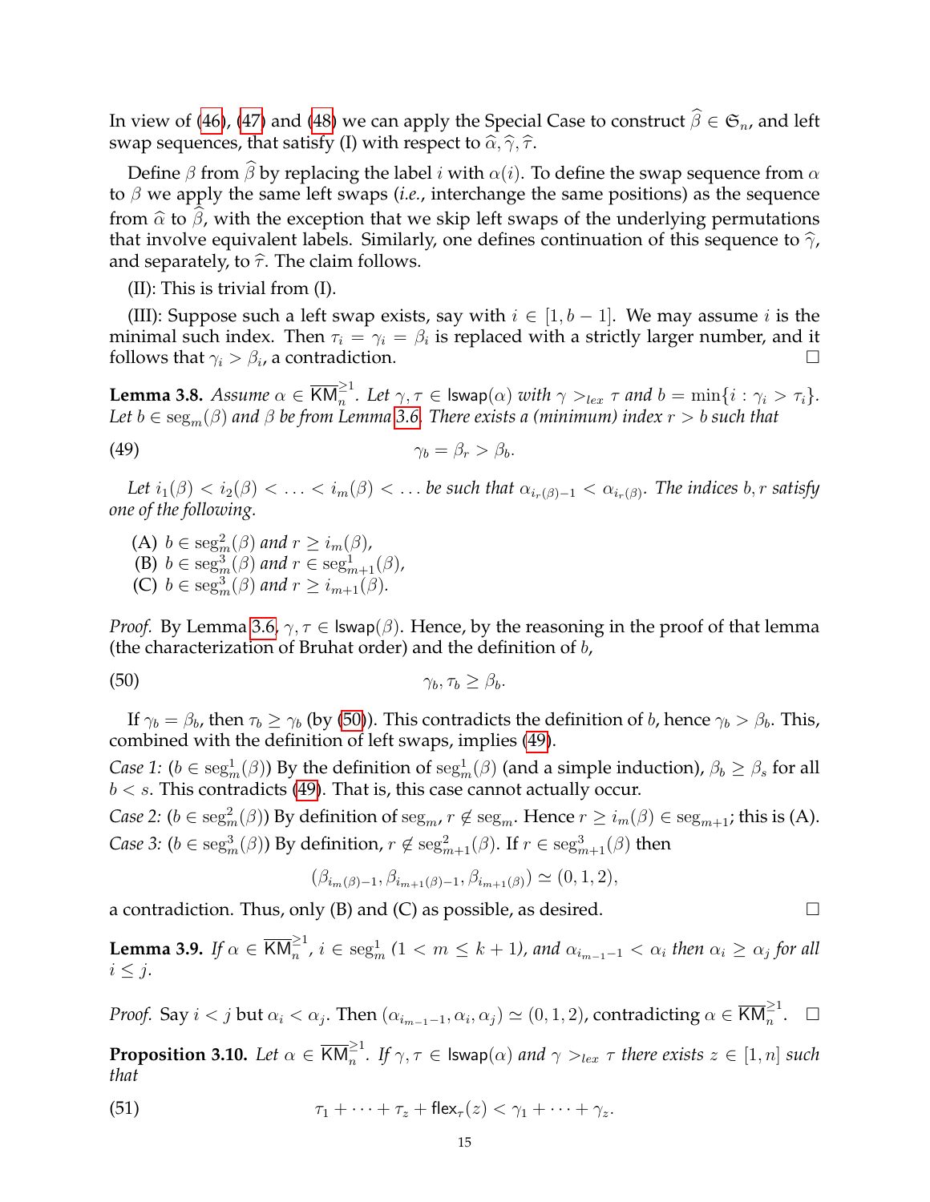In view of (46), (47) and (48) we can apply the Special Case to construct $\widehat{\beta} \in \mathfrak{S}_n$, and left swap sequences, that satisfy (I) with respect to $\widehat{\alpha}, \widehat{\gamma}, \widehat{\tau}$.

Define $\beta$ from $\widehat{\beta}$ by replacing the label $i$ with $\alpha(i)$. To define the swap sequence from $\alpha$ to $\beta$ we apply the same left swaps (*i.e.*, interchange the same positions) as the sequence from $\widehat{\alpha}$ to $\widehat{\beta}$, with the exception that we skip left swaps of the underlying permutations that involve equivalent labels. Similarly, one defines continuation of this sequence to $\widehat{\gamma}$, and separately, to $\widehat{\tau}$. The claim follows.

(II): This is trivial from (I).

(III): Suppose such a left swap exists, say with $i \in [1, b-1]$. We may assume $i$ is the minimal such index. Then $\tau_i = \gamma_i = \beta_i$ is replaced with a strictly larger number, and it follows that $\gamma_i > \beta_i$, a contradiction. $\square$

**Lemma 3.8.** *Assume $\alpha \in \overline{\mathsf{KM}}_n^{\geq 1}$. Let $\gamma, \tau \in \mathsf{lswap}(\alpha)$ with $\gamma >_{lex} \tau$ and $b = \min\{i : \gamma_i > \tau_i\}$. Let $b \in \mathrm{seg}_m(\beta)$ and $\beta$ be from Lemma 3.6. There exists a (minimum) index $r > b$ such that*

$$\gamma_b = \beta_r > \beta_b. \tag{49}$$

*Let $i_1(\beta) < i_2(\beta) < \ldots < i_m(\beta) < \ldots$ be such that $\alpha_{i_r(\beta)-1} < \alpha_{i_r(\beta)}$. The indices $b, r$ satisfy one of the following.*

- (A) *$b \in \mathrm{seg}_m^2(\beta)$ and $r \geq i_m(\beta)$,*
- (B) *$b \in \mathrm{seg}_m^3(\beta)$ and $r \in \mathrm{seg}_{m+1}^1(\beta)$,*
- (C) *$b \in \mathrm{seg}_m^3(\beta)$ and $r \geq i_{m+1}(\beta)$.*

*Proof.* By Lemma 3.6, $\gamma, \tau \in \mathsf{lswap}(\beta)$. Hence, by the reasoning in the proof of that lemma (the characterization of Bruhat order) and the definition of $b$,

$$\gamma_b, \tau_b \geq \beta_b. \tag{50}$$

If $\gamma_b = \beta_b$, then $\tau_b \geq \gamma_b$ (by (50)). This contradicts the definition of $b$, hence $\gamma_b > \beta_b$. This, combined with the definition of left swaps, implies (49).

*Case 1:* ($b \in \mathrm{seg}_m^1(\beta)$) By the definition of $\mathrm{seg}_m^1(\beta)$ (and a simple induction), $\beta_b \geq \beta_s$ for all $b < s$. This contradicts (49). That is, this case cannot actually occur.

*Case 2:* ($b \in \mathrm{seg}_m^2(\beta)$) By definition of $\mathrm{seg}_m$, $r \notin \mathrm{seg}_m$. Hence $r \geq i_m(\beta) \in \mathrm{seg}_{m+1}$; this is (A).

*Case 3:* ($b \in \mathrm{seg}_m^3(\beta)$) By definition, $r \notin \mathrm{seg}_{m+1}^2(\beta)$. If $r \in \mathrm{seg}_{m+1}^3(\beta)$ then

$$(\beta_{i_m(\beta)-1}, \beta_{i_{m+1}(\beta)-1}, \beta_{i_{m+1}(\beta)}) \simeq (0, 1, 2),$$

a contradiction. Thus, only (B) and (C) as possible, as desired. $\square$

**Lemma 3.9.** *If $\alpha \in \overline{\mathsf{KM}}_n^{\geq 1}$, $i \in \mathrm{seg}_m^1$ $(1 < m \leq k+1)$, and $\alpha_{i_{m-1}-1} < \alpha_i$ then $\alpha_i \geq \alpha_j$ for all $i \leq j$.*

*Proof.* Say $i < j$ but $\alpha_i < \alpha_j$. Then $(\alpha_{i_{m-1}-1}, \alpha_i, \alpha_j) \simeq (0, 1, 2)$, contradicting $\alpha \in \overline{\mathsf{KM}}_n^{\geq 1}$. $\square$

**Proposition 3.10.** *Let $\alpha \in \overline{\mathsf{KM}}_n^{\geq 1}$. If $\gamma, \tau \in \mathsf{lswap}(\alpha)$ and $\gamma >_{lex} \tau$ there exists $z \in [1, n]$ such that*

$$\tau_1 + \cdots + \tau_z + \mathsf{flex}_\tau(z) < \gamma_1 + \cdots + \gamma_z. \tag{51}$$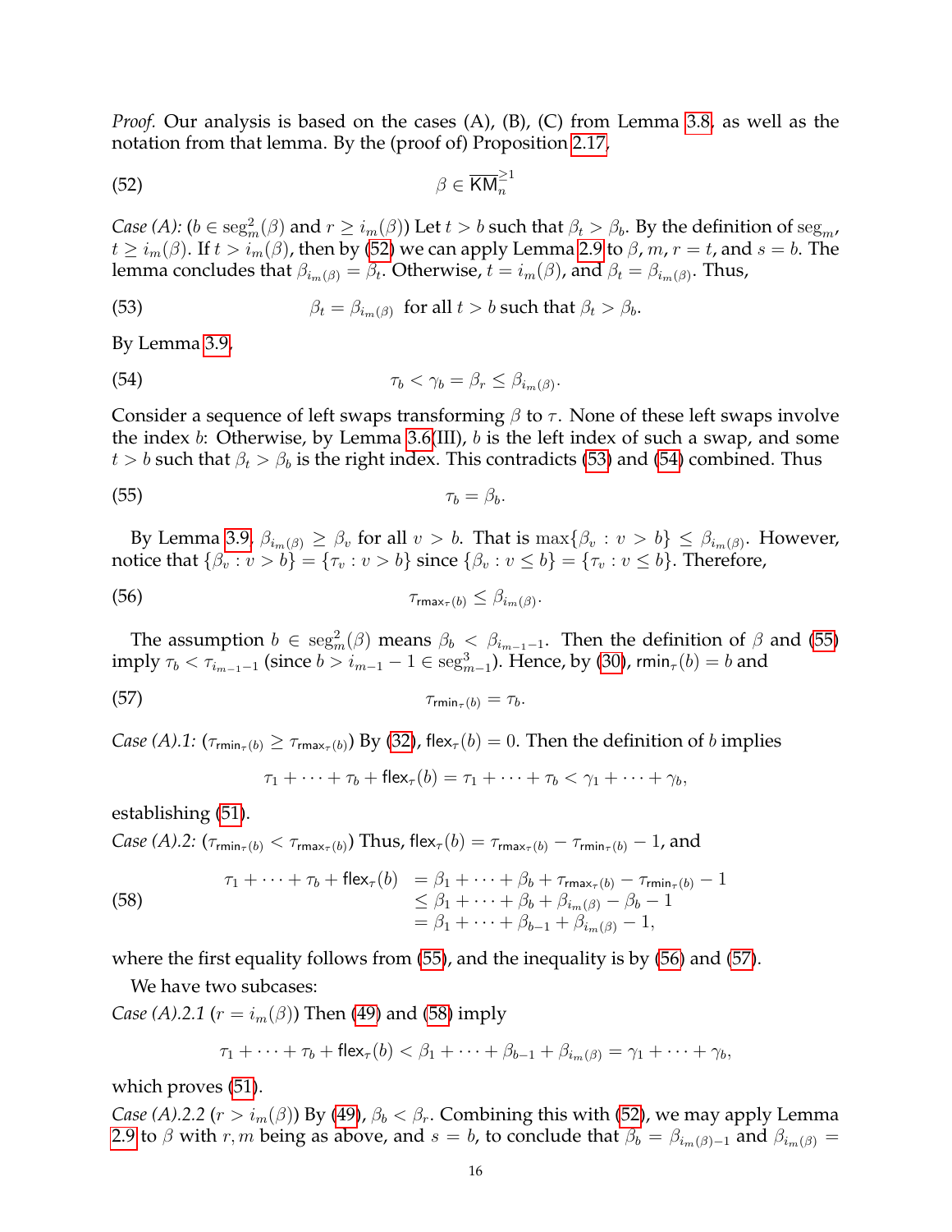*Proof.* Our analysis is based on the cases (A), (B), (C) from Lemma 3.8, as well as the notation from that lemma. By the (proof of) Proposition 2.17,

$$\beta \in \overline{\mathsf{KM}}_n^{\geq 1} \tag{52}$$

*Case (A):* ($b \in \mathrm{seg}^2_m(\beta)$ and $r \geq i_m(\beta)$) Let $t > b$ such that $\beta_t > \beta_b$. By the definition of $\mathrm{seg}_m$, $t \geq i_m(\beta)$. If $t > i_m(\beta)$, then by (52) we can apply Lemma 2.9 to $\beta$, $m$, $r = t$, and $s = b$. The lemma concludes that $\beta_{i_m(\beta)} = \beta_t$. Otherwise, $t = i_m(\beta)$, and $\beta_t = \beta_{i_m(\beta)}$. Thus,

$$\beta_t = \beta_{i_m(\beta)} \text{ for all } t > b \text{ such that } \beta_t > \beta_b. \tag{53}$$

By Lemma 3.9,

$$\tau_b < \gamma_b = \beta_r \leq \beta_{i_m(\beta)}. \tag{54}$$

Consider a sequence of left swaps transforming $\beta$ to $\tau$. None of these left swaps involve the index $b$: Otherwise, by Lemma 3.6(III), $b$ is the left index of such a swap, and some $t > b$ such that $\beta_t > \beta_b$ is the right index. This contradicts (53) and (54) combined. Thus

$$\tau_b = \beta_b. \tag{55}$$

By Lemma 3.9, $\beta_{i_m(\beta)} \geq \beta_v$ for all $v > b$. That is $\max\{\beta_v : v > b\} \leq \beta_{i_m(\beta)}$. However, notice that $\{\beta_v : v > b\} = \{\tau_v : v > b\}$ since $\{\beta_v : v \leq b\} = \{\tau_v : v \leq b\}$. Therefore,

$$\tau_{\mathsf{rmax}_\tau(b)} \leq \beta_{i_m(\beta)}. \tag{56}$$

The assumption $b \in \mathrm{seg}^2_m(\beta)$ means $\beta_b < \beta_{i_{m-1}-1}$. Then the definition of $\beta$ and (55) imply $\tau_b < \tau_{i_{m-1}-1}$ (since $b > i_{m-1} - 1 \in \mathrm{seg}^3_{m-1}$). Hence, by (30), $\mathsf{rmin}_\tau(b) = b$ and

$$\tau_{\mathsf{rmin}_\tau(b)} = \tau_b. \tag{57}$$

*Case (A).1:* ($\tau_{\mathsf{rmin}_\tau(b)} \geq \tau_{\mathsf{rmax}_\tau(b)}$) By (32), $\mathsf{flex}_\tau(b) = 0$. Then the definition of $b$ implies

$$\tau_1 + \cdots + \tau_b + \mathsf{flex}_\tau(b) = \tau_1 + \cdots + \tau_b < \gamma_1 + \cdots + \gamma_b,$$

establishing (51).

*Case (A).2:* ($\tau_{\mathsf{rmin}_\tau(b)} < \tau_{\mathsf{rmax}_\tau(b)}$) Thus, $\mathsf{flex}_\tau(b) = \tau_{\mathsf{rmax}_\tau(b)} - \tau_{\mathsf{rmin}_\tau(b)} - 1$, and

$$\begin{aligned} \tau_1 + \cdots + \tau_b + \mathsf{flex}_\tau(b) &= \beta_1 + \cdots + \beta_b + \tau_{\mathsf{rmax}_\tau(b)} - \tau_{\mathsf{rmin}_\tau(b)} - 1 \\ &\leq \beta_1 + \cdots + \beta_b + \beta_{i_m(\beta)} - \beta_b - 1 \\ &= \beta_1 + \cdots + \beta_{b-1} + \beta_{i_m(\beta)} - 1, \end{aligned} \tag{58}$$

where the first equality follows from (55), and the inequality is by (56) and (57).

We have two subcases:

*Case (A).2.1* ($r = i_m(\beta)$) Then (49) and (58) imply

$$\tau_1 + \cdots + \tau_b + \mathsf{flex}_\tau(b) < \beta_1 + \cdots + \beta_{b-1} + \beta_{i_m(\beta)} = \gamma_1 + \cdots + \gamma_b,$$

which proves (51).

*Case (A).2.2* ($r > i_m(\beta)$) By (49), $\beta_b < \beta_r$. Combining this with (52), we may apply Lemma 2.9 to $\beta$ with $r, m$ being as above, and $s = b$, to conclude that $\beta_b = \beta_{i_m(\beta)-1}$ and $\beta_{i_m(\beta)} =$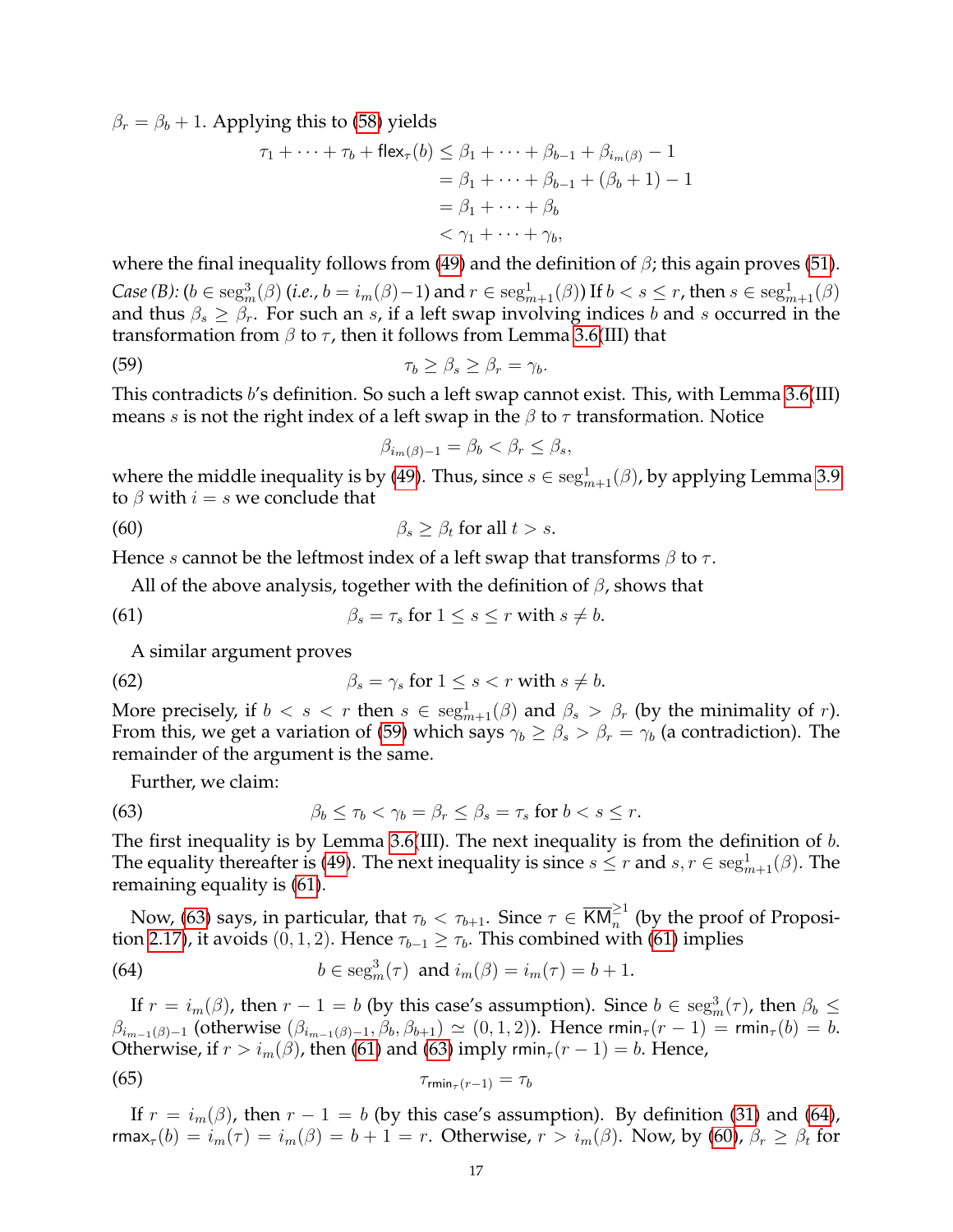$\beta_r = \beta_b + 1$. Applying this to (58) yields

$$\begin{aligned}
\tau_1 + \cdots + \tau_b + \mathsf{flex}_\tau(b) &\leq \beta_1 + \cdots + \beta_{b-1} + \beta_{i_m(\beta)} - 1 \\
&= \beta_1 + \cdots + \beta_{b-1} + (\beta_b + 1) - 1 \\
&= \beta_1 + \cdots + \beta_b \\
&< \gamma_1 + \cdots + \gamma_b,
\end{aligned}$$

where the final inequality follows from (49) and the definition of $\beta$; this again proves (51).

*Case (B):* ($b \in \mathrm{seg}^3_m(\beta)$ (*i.e.*, $b = i_m(\beta)-1$) and $r \in \mathrm{seg}^1_{m+1}(\beta)$) If $b < s \leq r$, then $s \in \mathrm{seg}^1_{m+1}(\beta)$ and thus $\beta_s \geq \beta_r$. For such an $s$, if a left swap involving indices $b$ and $s$ occurred in the transformation from $\beta$ to $\tau$, then it follows from Lemma 3.6(III) that

$$\tau_b \geq \beta_s \geq \beta_r = \gamma_b. \tag{59}$$

This contradicts $b$'s definition. So such a left swap cannot exist. This, with Lemma 3.6(III) means $s$ is not the right index of a left swap in the $\beta$ to $\tau$ transformation. Notice

$$\beta_{i_m(\beta)-1} = \beta_b < \beta_r \leq \beta_s,$$

where the middle inequality is by (49). Thus, since $s \in \mathrm{seg}^1_{m+1}(\beta)$, by applying Lemma 3.9 to $\beta$ with $i = s$ we conclude that

$$\beta_s \geq \beta_t \text{ for all } t > s. \tag{60}$$

Hence $s$ cannot be the leftmost index of a left swap that transforms $\beta$ to $\tau$.

All of the above analysis, together with the definition of $\beta$, shows that

$$\beta_s = \tau_s \text{ for } 1 \leq s \leq r \text{ with } s \neq b. \tag{61}$$

A similar argument proves

$$\beta_s = \gamma_s \text{ for } 1 \leq s < r \text{ with } s \neq b. \tag{62}$$

More precisely, if $b < s < r$ then $s \in \mathrm{seg}^1_{m+1}(\beta)$ and $\beta_s > \beta_r$ (by the minimality of $r$). From this, we get a variation of (59) which says $\gamma_b \geq \beta_s > \beta_r = \gamma_b$ (a contradiction). The remainder of the argument is the same.

Further, we claim:

$$\beta_b \leq \tau_b < \gamma_b = \beta_r \leq \beta_s = \tau_s \text{ for } b < s \leq r. \tag{63}$$

The first inequality is by Lemma 3.6(III). The next inequality is from the definition of $b$. The equality thereafter is (49). The next inequality is since $s \leq r$ and $s, r \in \mathrm{seg}^1_{m+1}(\beta)$. The remaining equality is (61).

Now, (63) says, in particular, that $\tau_b < \tau_{b+1}$. Since $\tau \in \overline{\mathsf{KM}}^{\geq 1}_n$ (by the proof of Proposition 2.17), it avoids $(0,1,2)$. Hence $\tau_{b-1} \geq \tau_b$. This combined with (61) implies

$$b \in \mathrm{seg}^3_m(\tau) \text{ and } i_m(\beta) = i_m(\tau) = b+1. \tag{64}$$

If $r = i_m(\beta)$, then $r - 1 = b$ (by this case's assumption). Since $b \in \mathrm{seg}^3_m(\tau)$, then $\beta_b \leq \beta_{i_{m-1}(\beta)-1}$ (otherwise $(\beta_{i_{m-1}(\beta)-1}, \beta_b, \beta_{b+1}) \simeq (0,1,2)$). Hence $\mathsf{rmin}_\tau(r-1) = \mathsf{rmin}_\tau(b) = b$. Otherwise, if $r > i_m(\beta)$, then (61) and (63) imply $\mathsf{rmin}_\tau(r-1) = b$. Hence,

$$\tau_{\mathsf{rmin}_\tau(r-1)} = \tau_b \tag{65}$$

If $r = i_m(\beta)$, then $r-1 = b$ (by this case's assumption). By definition (31) and (64), $\mathsf{rmax}_\tau(b) = i_m(\tau) = i_m(\beta) = b+1 = r$. Otherwise, $r > i_m(\beta)$. Now, by (60), $\beta_r \geq \beta_t$ for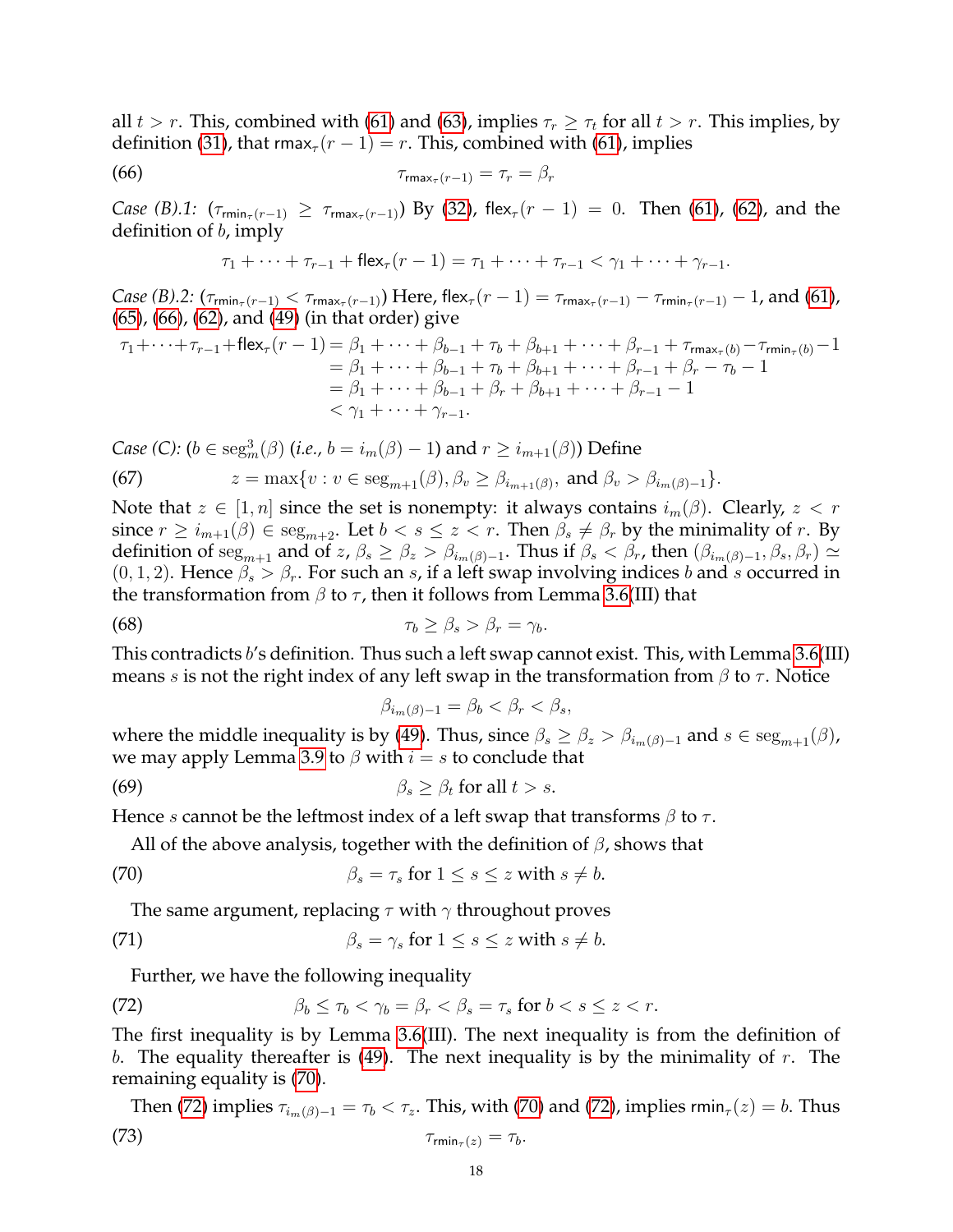all $t > r$. This, combined with (61) and (63), implies $\tau_r \geq \tau_t$ for all $t > r$. This implies, by definition (31), that $\mathsf{rmax}_\tau(r-1) = r$. This, combined with (61), implies

$$\tau_{\mathsf{rmax}_\tau(r-1)} = \tau_r = \beta_r \tag{66}$$

*Case (B).1:* ($\tau_{\mathsf{rmin}_\tau(r-1)} \geq \tau_{\mathsf{rmax}_\tau(r-1)}$) By (32), $\mathsf{flex}_\tau(r-1) = 0$. Then (61), (62), and the definition of $b$, imply

$$\tau_1 + \cdots + \tau_{r-1} + \mathsf{flex}_\tau(r-1) = \tau_1 + \cdots + \tau_{r-1} < \gamma_1 + \cdots + \gamma_{r-1}.$$

*Case (B).2:* ($\tau_{\mathsf{rmin}_\tau(r-1)} < \tau_{\mathsf{rmax}_\tau(r-1)}$) Here, $\mathsf{flex}_\tau(r-1) = \tau_{\mathsf{rmax}_\tau(r-1)} - \tau_{\mathsf{rmin}_\tau(r-1)} - 1$, and (61), (65), (66), (62), and (49) (in that order) give

$$\begin{aligned}
\tau_1 + \cdots + \tau_{r-1} + \mathsf{flex}_\tau(r-1) &= \beta_1 + \cdots + \beta_{b-1} + \tau_b + \beta_{b+1} + \cdots + \beta_{r-1} + \tau_{\mathsf{rmax}_\tau(b)} - \tau_{\mathsf{rmin}_\tau(b)} - 1 \\
&= \beta_1 + \cdots + \beta_{b-1} + \tau_b + \beta_{b+1} + \cdots + \beta_{r-1} + \beta_r - \tau_b - 1 \\
&= \beta_1 + \cdots + \beta_{b-1} + \beta_r + \beta_{b+1} + \cdots + \beta_{r-1} - 1 \\
&< \gamma_1 + \cdots + \gamma_{r-1}.
\end{aligned}$$

*Case (C):* ($b \in \mathrm{seg}^3_m(\beta)$ (*i.e.*, $b = i_m(\beta) - 1$) and $r \geq i_{m+1}(\beta)$) Define

$$z = \max\{v : v \in \mathrm{seg}_{m+1}(\beta), \beta_v \geq \beta_{i_{m+1}(\beta)}, \text{ and } \beta_v > \beta_{i_m(\beta)-1}\}. \tag{67}$$

Note that $z \in [1, n]$ since the set is nonempty: it always contains $i_m(\beta)$. Clearly, $z < r$ since $r \geq i_{m+1}(\beta) \in \mathrm{seg}_{m+2}$. Let $b < s \leq z < r$. Then $\beta_s \neq \beta_r$ by the minimality of $r$. By definition of $\mathrm{seg}_{m+1}$ and of $z$, $\beta_s \geq \beta_z > \beta_{i_m(\beta)-1}$. Thus if $\beta_s < \beta_r$, then $(\beta_{i_m(\beta)-1}, \beta_s, \beta_r) \simeq (0, 1, 2)$. Hence $\beta_s > \beta_r$. For such an $s$, if a left swap involving indices $b$ and $s$ occurred in the transformation from $\beta$ to $\tau$, then it follows from Lemma 3.6(III) that

$$\tau_b \geq \beta_s > \beta_r = \gamma_b. \tag{68}$$

This contradicts $b$'s definition. Thus such a left swap cannot exist. This, with Lemma 3.6(III) means $s$ is not the right index of any left swap in the transformation from $\beta$ to $\tau$. Notice

$$\beta_{i_m(\beta)-1} = \beta_b < \beta_r < \beta_s,$$

where the middle inequality is by (49). Thus, since $\beta_s \geq \beta_z > \beta_{i_m(\beta)-1}$ and $s \in \mathrm{seg}_{m+1}(\beta)$, we may apply Lemma 3.9 to $\beta$ with $i = s$ to conclude that

$$\beta_s \geq \beta_t \text{ for all } t > s. \tag{69}$$

Hence $s$ cannot be the leftmost index of a left swap that transforms $\beta$ to $\tau$.

All of the above analysis, together with the definition of $\beta$, shows that

$$\beta_s = \tau_s \text{ for } 1 \leq s \leq z \text{ with } s \neq b. \tag{70}$$

The same argument, replacing $\tau$ with $\gamma$ throughout proves

$$\beta_s = \gamma_s \text{ for } 1 \leq s \leq z \text{ with } s \neq b. \tag{71}$$

Further, we have the following inequality

$$\beta_b \leq \tau_b < \gamma_b = \beta_r < \beta_s = \tau_s \text{ for } b < s \leq z < r. \tag{72}$$

The first inequality is by Lemma 3.6(III). The next inequality is from the definition of $b$. The equality thereafter is (49). The next inequality is by the minimality of $r$. The remaining equality is (70).

Then (72) implies $\tau_{i_m(\beta)-1} = \tau_b < \tau_z$. This, with (70) and (72), implies $\mathsf{rmin}_\tau(z) = b$. Thus

$$\tau_{\mathsf{rmin}_\tau(z)} = \tau_b. \tag{73}$$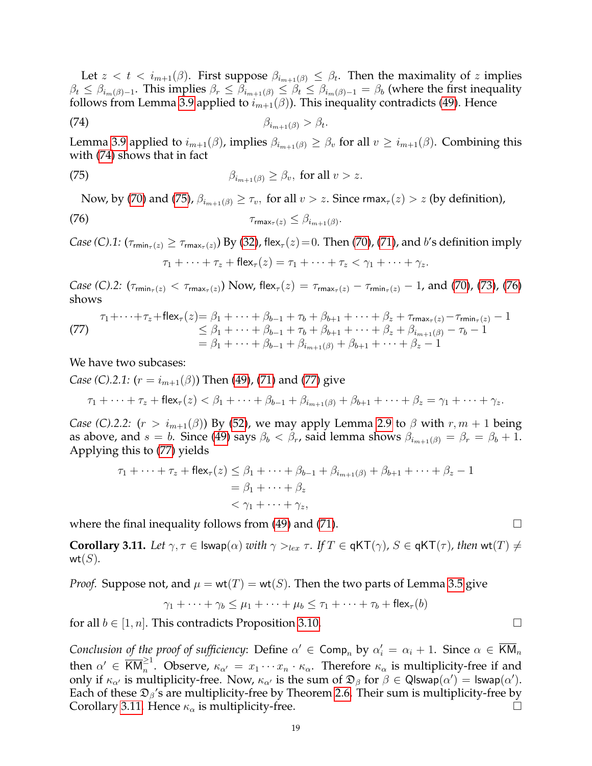Let $z < t < i_{m+1}(\beta)$. First suppose $\beta_{i_{m+1}(\beta)} \leq \beta_t$. Then the maximality of $z$ implies $\beta_t \leq \beta_{i_m(\beta)-1}$. This implies $\beta_r \leq \beta_{i_{m+1}(\beta)} \leq \beta_t \leq \beta_{i_m(\beta)-1} = \beta_b$ (where the first inequality follows from Lemma 3.9 applied to $i_{m+1}(\beta)$). This inequality contradicts (49). Hence

$$\beta_{i_{m+1}(\beta)} > \beta_t. \tag{74}$$

Lemma 3.9 applied to $i_{m+1}(\beta)$, implies $\beta_{i_{m+1}(\beta)} \geq \beta_v$ for all $v \geq i_{m+1}(\beta)$. Combining this with (74) shows that in fact

$$\beta_{i_{m+1}(\beta)} \geq \beta_v, \text{ for all } v > z. \tag{75}$$

Now, by (70) and (75), $\beta_{i_{m+1}(\beta)} \geq \tau_v$, for all $v > z$. Since $\mathsf{rmax}_\tau(z) > z$ (by definition),

$$\tau_{\mathsf{rmax}_\tau(z)} \leq \beta_{i_{m+1}(\beta)}. \tag{76}$$

*Case (C).1:* ($\tau_{\mathsf{rmin}_\tau(z)} \geq \tau_{\mathsf{rmax}_\tau(z)}$) By (32), $\mathsf{flex}_\tau(z) = 0$. Then (70), (71), and $b$'s definition imply

$$\tau_1 + \cdots + \tau_z + \mathsf{flex}_\tau(z) = \tau_1 + \cdots + \tau_z < \gamma_1 + \cdots + \gamma_z.$$

*Case (C).2:* ($\tau_{\mathsf{rmin}_\tau(z)} < \tau_{\mathsf{rmax}_\tau(z)}$) Now, $\mathsf{flex}_\tau(z) = \tau_{\mathsf{rmax}_\tau(z)} - \tau_{\mathsf{rmin}_\tau(z)} - 1$, and (70), (73), (76) shows

$$\begin{aligned} \tau_1 + \cdots + \tau_z + \mathsf{flex}_\tau(z) &= \beta_1 + \cdots + \beta_{b-1} + \tau_b + \beta_{b+1} + \cdots + \beta_z + \tau_{\mathsf{rmax}_\tau(z)} - \tau_{\mathsf{rmin}_\tau(z)} - 1 \\ &\leq \beta_1 + \cdots + \beta_{b-1} + \tau_b + \beta_{b+1} + \cdots + \beta_z + \beta_{i_{m+1}(\beta)} - \tau_b - 1 \\ &= \beta_1 + \cdots + \beta_{b-1} + \beta_{i_{m+1}(\beta)} + \beta_{b+1} + \cdots + \beta_z - 1 \end{aligned} \tag{77}$$

We have two subcases:

*Case (C).2.1:* ($r = i_{m+1}(\beta)$) Then (49), (71) and (77) give

$$\tau_1 + \cdots + \tau_z + \mathsf{flex}_\tau(z) < \beta_1 + \cdots + \beta_{b-1} + \beta_{i_{m+1}(\beta)} + \beta_{b+1} + \cdots + \beta_z = \gamma_1 + \cdots + \gamma_z.$$

*Case (C).2.2:* ($r > i_{m+1}(\beta)$) By (52), we may apply Lemma 2.9 to $\beta$ with $r, m+1$ being as above, and $s = b$. Since (49) says $\beta_b < \beta_r$, said lemma shows $\beta_{i_{m+1}(\beta)} = \beta_r = \beta_b + 1$. Applying this to (77) yields

$$\begin{aligned} \tau_1 + \cdots + \tau_z + \mathsf{flex}_\tau(z) &\leq \beta_1 + \cdots + \beta_{b-1} + \beta_{i_{m+1}(\beta)} + \beta_{b+1} + \cdots + \beta_z - 1 \\ &= \beta_1 + \cdots + \beta_z \\ &< \gamma_1 + \cdots + \gamma_z, \end{aligned}$$

where the final inequality follows from (49) and (71). □

**Corollary 3.11.** *Let $\gamma, \tau \in \mathsf{lswap}(\alpha)$ with $\gamma >_{lex} \tau$. If $T \in \mathsf{qKT}(\gamma)$, $S \in \mathsf{qKT}(\tau)$, then $\mathsf{wt}(T) \neq \mathsf{wt}(S)$.*

*Proof.* Suppose not, and $\mu = \mathsf{wt}(T) = \mathsf{wt}(S)$. Then the two parts of Lemma 3.5 give

$$\gamma_1 + \cdots + \gamma_b \leq \mu_1 + \cdots + \mu_b \leq \tau_1 + \cdots + \tau_b + \mathsf{flex}_\tau(b)$$

for all $b \in [1, n]$. This contradicts Proposition 3.10. □

*Conclusion of the proof of sufficiency*: Define $\alpha' \in \mathsf{Comp}_n$ by $\alpha'_i = \alpha_i + 1$. Since $\alpha \in \overline{\mathsf{KM}}_n$ then $\alpha' \in \overline{\mathsf{KM}}_n^{\geq 1}$. Observe, $\kappa_{\alpha'} = x_1 \cdots x_n \cdot \kappa_\alpha$. Therefore $\kappa_\alpha$ is multiplicity-free if and only if $\kappa_{\alpha'}$ is multiplicity-free. Now, $\kappa_{\alpha'}$ is the sum of $\mathfrak{D}_\beta$ for $\beta \in \mathsf{Qlswap}(\alpha') = \mathsf{lswap}(\alpha')$. Each of these $\mathfrak{D}_\beta$'s are multiplicity-free by Theorem 2.6. Their sum is multiplicity-free by Corollary 3.11. Hence $\kappa_\alpha$ is multiplicity-free. □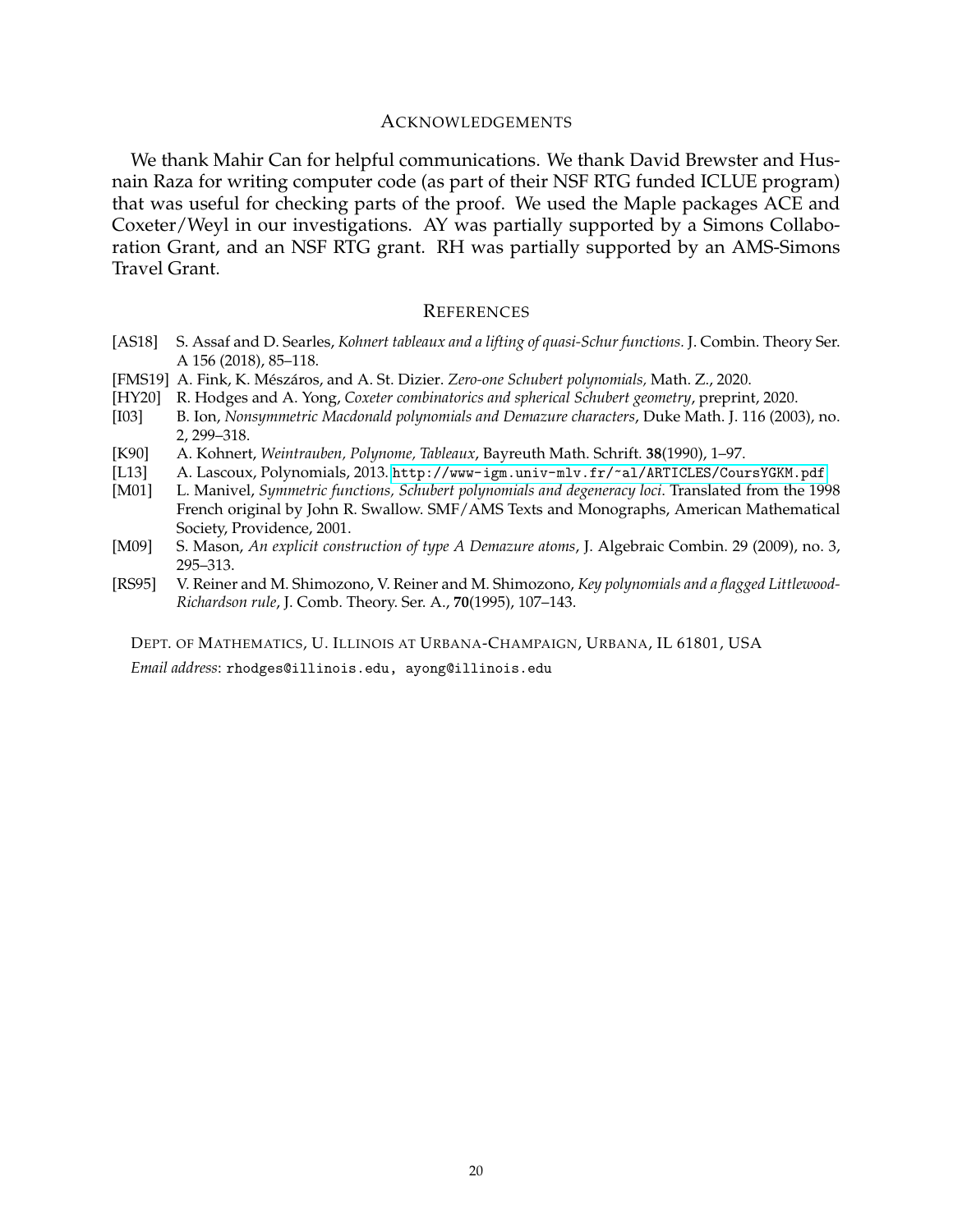## Acknowledgements

We thank Mahir Can for helpful communications. We thank David Brewster and Husnain Raza for writing computer code (as part of their NSF RTG funded ICLUE program) that was useful for checking parts of the proof. We used the Maple packages ACE and Coxeter/Weyl in our investigations. AY was partially supported by a Simons Collaboration Grant, and an NSF RTG grant. RH was partially supported by an AMS-Simons Travel Grant.

## References

- [AS18] S. Assaf and D. Searles, *Kohnert tableaux and a lifting of quasi-Schur functions.* J. Combin. Theory Ser. A 156 (2018), 85–118.
- [FMS19] A. Fink, K. Mészáros, and A. St. Dizier. *Zero-one Schubert polynomials,* Math. Z., 2020.
- [HY20] R. Hodges and A. Yong, *Coxeter combinatorics and spherical Schubert geometry*, preprint, 2020.
- [I03] B. Ion, *Nonsymmetric Macdonald polynomials and Demazure characters*, Duke Math. J. 116 (2003), no. 2, 299–318.
- [K90] A. Kohnert, *Weintrauben, Polynome, Tableaux*, Bayreuth Math. Schrift. **38**(1990), 1–97.
- [L13] A. Lascoux, Polynomials, 2013. http://www-igm.univ-mlv.fr/~al/ARTICLES/CoursYGKM.pdf
- [M01] L. Manivel, *Symmetric functions, Schubert polynomials and degeneracy loci.* Translated from the 1998 French original by John R. Swallow. SMF/AMS Texts and Monographs, American Mathematical Society, Providence, 2001.
- [M09] S. Mason, *An explicit construction of type A Demazure atoms*, J. Algebraic Combin. 29 (2009), no. 3, 295–313.
- [RS95] V. Reiner and M. Shimozono, V. Reiner and M. Shimozono, *Key polynomials and a flagged Littlewood-Richardson rule*, J. Comb. Theory. Ser. A., **70**(1995), 107–143.

Dept. of Mathematics, U. Illinois at Urbana-Champaign, Urbana, IL 61801, USA

*Email address*: rhodges@illinois.edu, ayong@illinois.edu